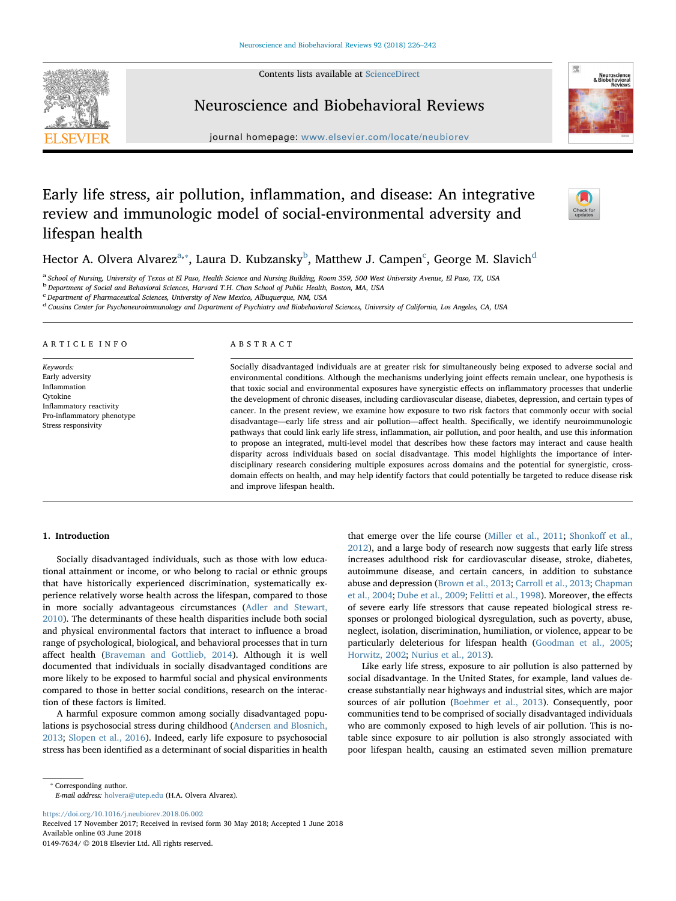# Early life stress, air pollution, inflammation, and disease: An integrative review and immunologic model of social-environmental adversity and lifespan health

Hector A. Olvera Alvarez[a,*], Laura D. Kubzansky[b], Matthew J. Campen[c], George M. Slavich[d]

[a] School of Nursing, University of Texas at El Paso, Health Science and Nursing Building, Room 359, 500 West University Avenue, El Paso, TX, USA
[b] Department of Social and Behavioral Sciences, Harvard T.H. Chan School of Public Health, Boston, MA, USA
[c] Department of Pharmaceutical Sciences, University of New Mexico, Albuquerque, NM, USA
[d] Cousins Center for Psychoneuroimmunology and Department of Psychiatry and Biobehavioral Sciences, University of California, Los Angeles, CA, USA

## ARTICLE INFO

*Keywords:*
Early adversity
Inflammation
Cytokine
Inflammatory reactivity
Pro-inflammatory phenotype
Stress responsivity

## ABSTRACT

Socially disadvantaged individuals are at greater risk for simultaneously being exposed to adverse social and environmental conditions. Although the mechanisms underlying joint effects remain unclear, one hypothesis is that toxic social and environmental exposures have synergistic effects on inflammatory processes that underlie the development of chronic diseases, including cardiovascular disease, diabetes, depression, and certain types of cancer. In the present review, we examine how exposure to two risk factors that commonly occur with social disadvantage—early life stress and air pollution—affect health. Specifically, we identify neuroimmunologic pathways that could link early life stress, inflammation, air pollution, and poor health, and use this information to propose an integrated, multi-level model that describes how these factors may interact and cause health disparity across individuals based on social disadvantage. This model highlights the importance of interdisciplinary research considering multiple exposures across domains and the potential for synergistic, cross-domain effects on health, and may help identify factors that could potentially be targeted to reduce disease risk and improve lifespan health.

## 1. Introduction

Socially disadvantaged individuals, such as those with low educational attainment or income, or who belong to racial or ethnic groups that have historically experienced discrimination, systematically experience relatively worse health across the lifespan, compared to those in more socially advantageous circumstances (Adler and Stewart, 2010). The determinants of these health disparities include both social and physical environmental factors that interact to influence a broad range of psychological, biological, and behavioral processes that in turn affect health (Braveman and Gottlieb, 2014). Although it is well documented that individuals in socially disadvantaged conditions are more likely to be exposed to harmful social and physical environments compared to those in better social conditions, research on the interaction of these factors is limited.

A harmful exposure common among socially disadvantaged populations is psychosocial stress during childhood (Andersen and Blosnich, 2013; Slopen et al., 2016). Indeed, early life exposure to psychosocial stress has been identified as a determinant of social disparities in health that emerge over the life course (Miller et al., 2011; Shonkoff et al., 2012), and a large body of research now suggests that early life stress increases adulthood risk for cardiovascular disease, stroke, diabetes, autoimmune disease, and certain cancers, in addition to substance abuse and depression (Brown et al., 2013; Carroll et al., 2013; Chapman et al., 2004; Dube et al., 2009; Felitti et al., 1998). Moreover, the effects of severe early life stressors that cause repeated biological stress responses or prolonged biological dysregulation, such as poverty, abuse, neglect, isolation, discrimination, humiliation, or violence, appear to be particularly deleterious for lifespan health (Goodman et al., 2005; Horwitz, 2002; Nurius et al., 2013).

Like early life stress, exposure to air pollution is also patterned by social disadvantage. In the United States, for example, land values decrease substantially near highways and industrial sites, which are major sources of air pollution (Boehmer et al., 2013). Consequently, poor communities tend to be comprised of socially disadvantaged individuals who are commonly exposed to high levels of air pollution. This is notable since exposure to air pollution is also strongly associated with poor lifespan health, causing an estimated seven million premature

\* Corresponding author.
*E-mail address:* holvera@utep.edu (H.A. Olvera Alvarez).

https://doi.org/10.1016/j.neubiorev.2018.06.002
Received 17 November 2017; Received in revised form 30 May 2018; Accepted 1 June 2018
Available online 03 June 2018
0149-7634/ © 2018 Elsevier Ltd. All rights reserved.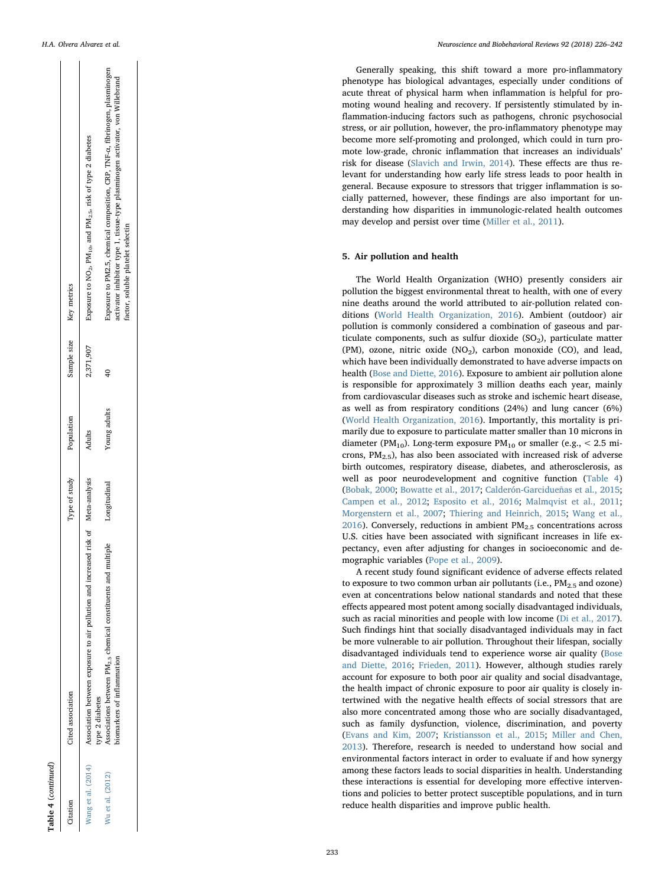**Table 4** (*continued*)

| Citation | Cited association | Type of study | Population | Sample size | Key metrics |
|---|---|---|---|---|---|
| Wang et al. (2014) | Association between exposure to air pollution and increased risk of type 2 diabetes | Meta-analysis | Adults | 2,371,907 | Exposure to $NO_2$, $PM_{10}$, and $PM_{2.5}$, risk of type 2 diabetes |
| Wu et al. (2012) | Associations between $PM_{2.5}$ chemical constituents and multiple biomarkers of inflammation | Longitudinal | Young adults | 40 | Exposure to PM2.5, chemical composition, CRP, TNF-α, fibrinogen, plasminogen activator inhibitor type 1, tissue-type plasminogen activator, von Willebrand factor, soluble platelet selectin |

Generally speaking, this shift toward a more pro-inflammatory phenotype has biological advantages, especially under conditions of acute threat of physical harm when inflammation is helpful for promoting wound healing and recovery. If persistently stimulated by inflammation-inducing factors such as pathogens, chronic psychosocial stress, or air pollution, however, the pro-inflammatory phenotype may become more self-promoting and prolonged, which could in turn promote low-grade, chronic inflammation that increases an individuals' risk for disease (Slavich and Irwin, 2014). These effects are thus relevant for understanding how early life stress leads to poor health in general. Because exposure to stressors that trigger inflammation is socially patterned, however, these findings are also important for understanding how disparities in immunologic-related health outcomes may develop and persist over time (Miller et al., 2011).

## 5. Air pollution and health

The World Health Organization (WHO) presently considers air pollution the biggest environmental threat to health, with one of every nine deaths around the world attributed to air-pollution related conditions (World Health Organization, 2016). Ambient (outdoor) air pollution is commonly considered a combination of gaseous and particulate components, such as sulfur dioxide ($SO_2$), particulate matter (PM), ozone, nitric oxide ($NO_2$), carbon monoxide (CO), and lead, which have been individually demonstrated to have adverse impacts on health (Bose and Diette, 2016). Exposure to ambient air pollution alone is responsible for approximately 3 million deaths each year, mainly from cardiovascular diseases such as stroke and ischemic heart disease, as well as from respiratory conditions (24%) and lung cancer (6%) (World Health Organization, 2016). Importantly, this mortality is primarily due to exposure to particulate matter smaller than 10 microns in diameter ($PM_{10}$). Long-term exposure $PM_{10}$ or smaller (e.g., < 2.5 microns, $PM_{2.5}$), has also been associated with increased risk of adverse birth outcomes, respiratory disease, diabetes, and atherosclerosis, as well as poor neurodevelopment and cognitive function (Table 4) (Bobak, 2000; Bowatte et al., 2017; Calderón-Garcidueñas et al., 2015; Campen et al., 2012; Esposito et al., 2016; Malmqvist et al., 2011; Morgenstern et al., 2007; Thiering and Heinrich, 2015; Wang et al., 2016). Conversely, reductions in ambient $PM_{2.5}$ concentrations across U.S. cities have been associated with significant increases in life expectancy, even after adjusting for changes in socioeconomic and demographic variables (Pope et al., 2009).

A recent study found significant evidence of adverse effects related to exposure to two common urban air pollutants (i.e., $PM_{2.5}$ and ozone) even at concentrations below national standards and noted that these effects appeared most potent among socially disadvantaged individuals, such as racial minorities and people with low income (Di et al., 2017). Such findings hint that socially disadvantaged individuals may in fact be more vulnerable to air pollution. Throughout their lifespan, socially disadvantaged individuals tend to experience worse air quality (Bose and Diette, 2016; Frieden, 2011). However, although studies rarely account for exposure to both poor air quality and social disadvantage, the health impact of chronic exposure to poor air quality is closely intertwined with the negative health effects of social stressors that are also more concentrated among those who are socially disadvantaged, such as family dysfunction, violence, discrimination, and poverty (Evans and Kim, 2007; Kristiansson et al., 2015; Miller and Chen, 2013). Therefore, research is needed to understand how social and environmental factors interact in order to evaluate if and how synergy among these factors leads to social disparities in health. Understanding these interactions is essential for developing more effective interventions and policies to better protect susceptible populations, and in turn reduce health disparities and improve public health.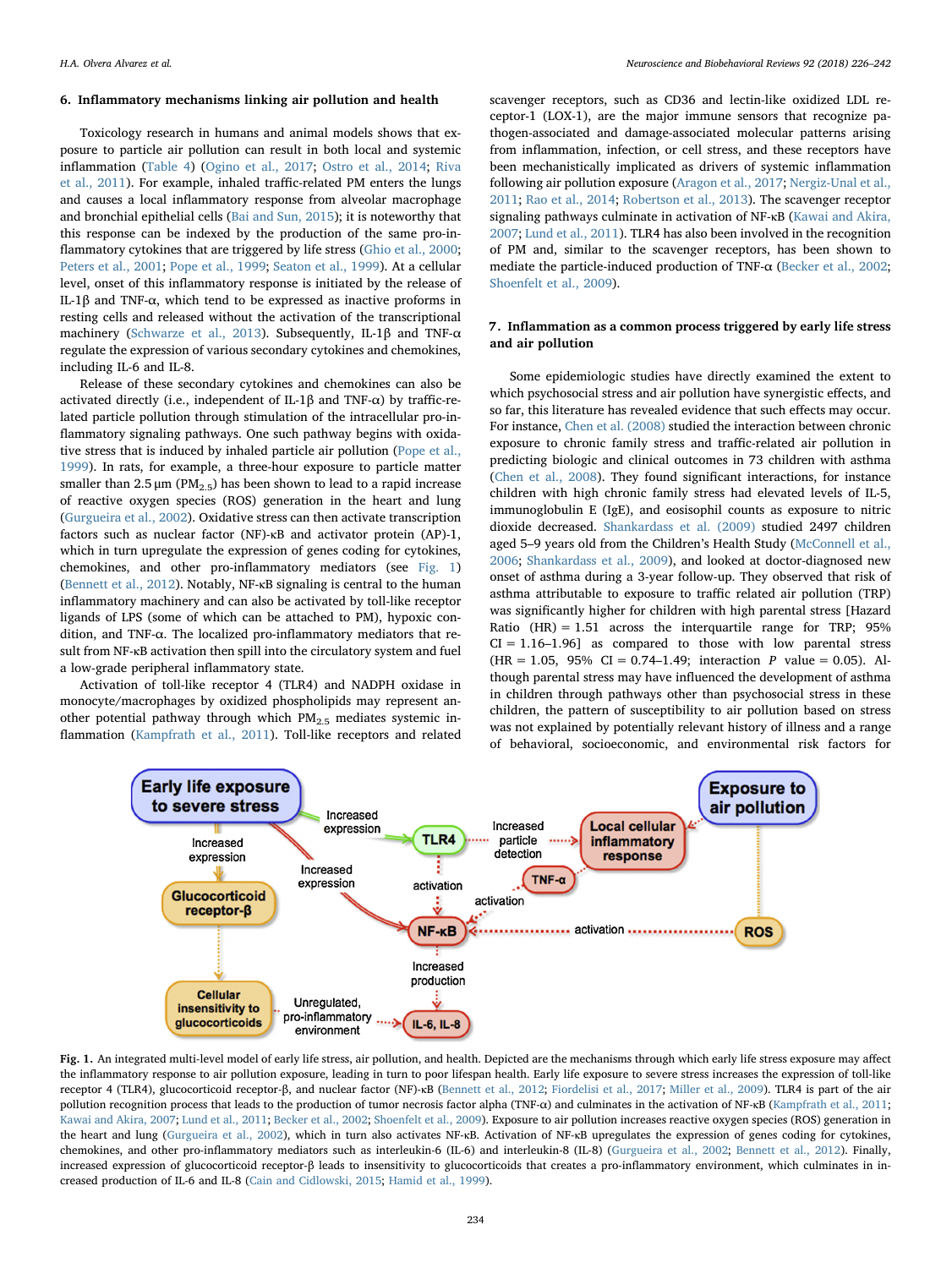## 6. Inflammatory mechanisms linking air pollution and health

Toxicology research in humans and animal models shows that exposure to particle air pollution can result in both local and systemic inflammation (Table 4) (Ogino et al., 2017; Ostro et al., 2014; Riva et al., 2011). For example, inhaled traffic-related PM enters the lungs and causes a local inflammatory response from alveolar macrophage and bronchial epithelial cells (Bai and Sun, 2015); it is noteworthy that this response can be indexed by the production of the same pro-inflammatory cytokines that are triggered by life stress (Ghio et al., 2000; Peters et al., 2001; Pope et al., 1999; Seaton et al., 1999). At a cellular level, onset of this inflammatory response is initiated by the release of IL-1β and TNF-α, which tend to be expressed as inactive proforms in resting cells and released without the activation of the transcriptional machinery (Schwarze et al., 2013). Subsequently, IL-1β and TNF-α regulate the expression of various secondary cytokines and chemokines, including IL-6 and IL-8.

Release of these secondary cytokines and chemokines can also be activated directly (i.e., independent of IL-1β and TNF-α) by traffic-related particle pollution through stimulation of the intracellular pro-inflammatory signaling pathways. One such pathway begins with oxidative stress that is induced by inhaled particle air pollution (Pope et al., 1999). In rats, for example, a three-hour exposure to particle matter smaller than 2.5 μm ($PM_{2.5}$) has been shown to lead to a rapid increase of reactive oxygen species (ROS) generation in the heart and lung (Gurgueira et al., 2002). Oxidative stress can then activate transcription factors such as nuclear factor (NF)-κB and activator protein (AP)-1, which in turn upregulate the expression of genes coding for cytokines, chemokines, and other pro-inflammatory mediators (see Fig. 1) (Bennett et al., 2012). Notably, NF-κB signaling is central to the human inflammatory machinery and can also be activated by toll-like receptor ligands of LPS (some of which can be attached to PM), hypoxic condition, and TNF-α. The localized pro-inflammatory mediators that result from NF-κB activation then spill into the circulatory system and fuel a low-grade peripheral inflammatory state.

Activation of toll-like receptor 4 (TLR4) and NADPH oxidase in monocyte/macrophages by oxidized phospholipids may represent another potential pathway through which $PM_{2.5}$ mediates systemic inflammation (Kampfrath et al., 2011). Toll-like receptors and related scavenger receptors, such as CD36 and lectin-like oxidized LDL receptor-1 (LOX-1), are the major immune sensors that recognize pathogen-associated and damage-associated molecular patterns arising from inflammation, infection, or cell stress, and these receptors have been mechanistically implicated as drivers of systemic inflammation following air pollution exposure (Aragon et al., 2017; Nergiz-Unal et al., 2011; Rao et al., 2014; Robertson et al., 2013). The scavenger receptor signaling pathways culminate in activation of NF-κB (Kawai and Akira, 2007; Lund et al., 2011). TLR4 has also been involved in the recognition of PM and, similar to the scavenger receptors, has been shown to mediate the particle-induced production of TNF-α (Becker et al., 2002; Shoenfelt et al., 2009).

## 7. Inflammation as a common process triggered by early life stress and air pollution

Some epidemiologic studies have directly examined the extent to which psychosocial stress and air pollution have synergistic effects, and so far, this literature has revealed evidence that such effects may occur. For instance, Chen et al. (2008) studied the interaction between chronic exposure to chronic family stress and traffic-related air pollution in predicting biologic and clinical outcomes in 73 children with asthma (Chen et al., 2008). They found significant interactions, for instance children with high chronic family stress had elevated levels of IL-5, immunoglobulin E (IgE), and eosisophil counts as exposure to nitric dioxide decreased. Shankardass et al. (2009) studied 2497 children aged 5–9 years old from the Children's Health Study (McConnell et al., 2006; Shankardass et al., 2009), and looked at doctor-diagnosed new onset of asthma during a 3-year follow-up. They observed that risk of asthma attributable to exposure to traffic related air pollution (TRP) was significantly higher for children with high parental stress [Hazard Ratio (HR) = 1.51 across the interquartile range for TRP; 95% CI = 1.16–1.96] as compared to those with low parental stress (HR = 1.05, 95% CI = 0.74–1.49; interaction *P* value = 0.05). Although parental stress may have influenced the development of asthma in children through pathways other than psychosocial stress in these children, the pattern of susceptibility to air pollution based on stress was not explained by potentially relevant history of illness and a range of behavioral, socioeconomic, and environmental risk factors for

Fig. 1. An integrated multi-level model of early life stress, air pollution, and health. Depicted are the mechanisms through which early life stress exposure may affect the inflammatory response to air pollution exposure, leading in turn to poor lifespan health. Early life exposure to severe stress increases the expression of toll-like receptor 4 (TLR4), glucocorticoid receptor-β, and nuclear factor (NF)-κB (Bennett et al., 2012; Fiordelisi et al., 2017; Miller et al., 2009). TLR4 is part of the air pollution recognition process that leads to the production of tumor necrosis factor alpha (TNF-α) and culminates in the activation of NF-κB (Kampfrath et al., 2011; Kawai and Akira, 2007; Lund et al., 2011; Becker et al., 2002; Shoenfelt et al., 2009). Exposure to air pollution increases reactive oxygen species (ROS) generation in the heart and lung (Gurgueira et al., 2002), which in turn also activates NF-κB. Activation of NF-κB upregulates the expression of genes coding for cytokines, chemokines, and other pro-inflammatory mediators such as interleukin-6 (IL-6) and interleukin-8 (IL-8) (Gurgueira et al., 2002; Bennett et al., 2012). Finally, increased expression of glucocorticoid receptor-β leads to insensitivity to glucocorticoids that creates a pro-inflammatory environment, which culminates in increased production of IL-6 and IL-8 (Cain and Cidlowski, 2015; Hamid et al., 1999).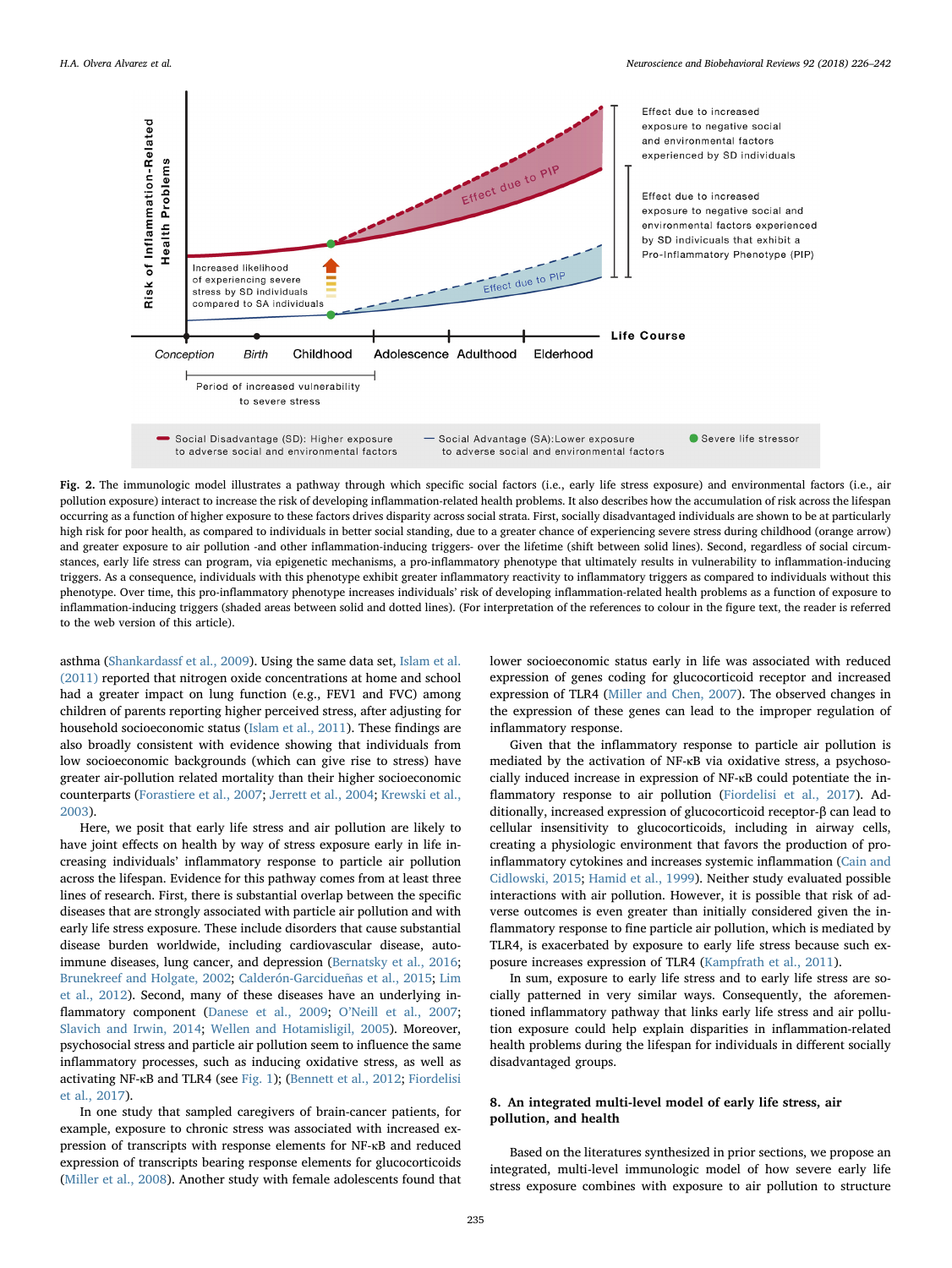**Fig. 2.** The immunologic model illustrates a pathway through which specific social factors (i.e., early life stress exposure) and environmental factors (i.e., air pollution exposure) interact to increase the risk of developing inflammation-related health problems. It also describes how the accumulation of risk across the lifespan occurring as a function of higher exposure to these factors drives disparity across social strata. First, socially disadvantaged individuals are shown to be at particularly high risk for poor health, as compared to individuals in better social standing, due to a greater chance of experiencing severe stress during childhood (orange arrow) and greater exposure to air pollution -and other inflammation-inducing triggers- over the lifetime (shift between solid lines). Second, regardless of social circumstances, early life stress can program, via epigenetic mechanisms, a pro-inflammatory phenotype that ultimately results in vulnerability to inflammation-inducing triggers. As a consequence, individuals with this phenotype exhibit greater inflammatory reactivity to inflammatory triggers as compared to individuals without this phenotype. Over time, this pro-inflammatory phenotype increases individuals' risk of developing inflammation-related health problems as a function of exposure to inflammation-inducing triggers (shaded areas between solid and dotted lines). (For interpretation of the references to colour in the figure text, the reader is referred to the web version of this article).

asthma (Shankardassf et al., 2009). Using the same data set, Islam et al. (2011) reported that nitrogen oxide concentrations at home and school had a greater impact on lung function (e.g., FEV1 and FVC) among children of parents reporting higher perceived stress, after adjusting for household socioeconomic status (Islam et al., 2011). These findings are also broadly consistent with evidence showing that individuals from low socioeconomic backgrounds (which can give rise to stress) have greater air-pollution related mortality than their higher socioeconomic counterparts (Forastiere et al., 2007; Jerrett et al., 2004; Krewski et al., 2003).

Here, we posit that early life stress and air pollution are likely to have joint effects on health by way of stress exposure early in life increasing individuals' inflammatory response to particle air pollution across the lifespan. Evidence for this pathway comes from at least three lines of research. First, there is substantial overlap between the specific diseases that are strongly associated with particle air pollution and with early life stress exposure. These include disorders that cause substantial disease burden worldwide, including cardiovascular disease, autoimmune diseases, lung cancer, and depression (Bernatsky et al., 2016; Brunekreef and Holgate, 2002; Calderón-Garcidueñas et al., 2015; Lim et al., 2012). Second, many of these diseases have an underlying inflammatory component (Danese et al., 2009; O'Neill et al., 2007; Slavich and Irwin, 2014; Wellen and Hotamisligil, 2005). Moreover, psychosocial stress and particle air pollution seem to influence the same inflammatory processes, such as inducing oxidative stress, as well as activating NF-κB and TLR4 (see Fig. 1); (Bennett et al., 2012; Fiordelisi et al., 2017).

In one study that sampled caregivers of brain-cancer patients, for example, exposure to chronic stress was associated with increased expression of transcripts with response elements for NF-κB and reduced expression of transcripts bearing response elements for glucocorticoids (Miller et al., 2008). Another study with female adolescents found that lower socioeconomic status early in life was associated with reduced expression of genes coding for glucocorticoid receptor and increased expression of TLR4 (Miller and Chen, 2007). The observed changes in the expression of these genes can lead to the improper regulation of inflammatory response.

Given that the inflammatory response to particle air pollution is mediated by the activation of NF-κB via oxidative stress, a psychosocially induced increase in expression of NF-κB could potentiate the inflammatory response to air pollution (Fiordelisi et al., 2017). Additionally, increased expression of glucocorticoid receptor-β can lead to cellular insensitivity to glucocorticoids, including in airway cells, creating a physiologic environment that favors the production of pro-inflammatory cytokines and increases systemic inflammation (Cain and Cidlowski, 2015; Hamid et al., 1999). Neither study evaluated possible interactions with air pollution. However, it is possible that risk of adverse outcomes is even greater than initially considered given the inflammatory response to fine particle air pollution, which is mediated by TLR4, is exacerbated by exposure to early life stress because such exposure increases expression of TLR4 (Kampfrath et al., 2011).

In sum, exposure to early life stress and to early life stress are socially patterned in very similar ways. Consequently, the aforementioned inflammatory pathway that links early life stress and air pollution exposure could help explain disparities in inflammation-related health problems during the lifespan for individuals in different socially disadvantaged groups.

## 8. An integrated multi-level model of early life stress, air pollution, and health

Based on the literatures synthesized in prior sections, we propose an integrated, multi-level immunologic model of how severe early life stress exposure combines with exposure to air pollution to structure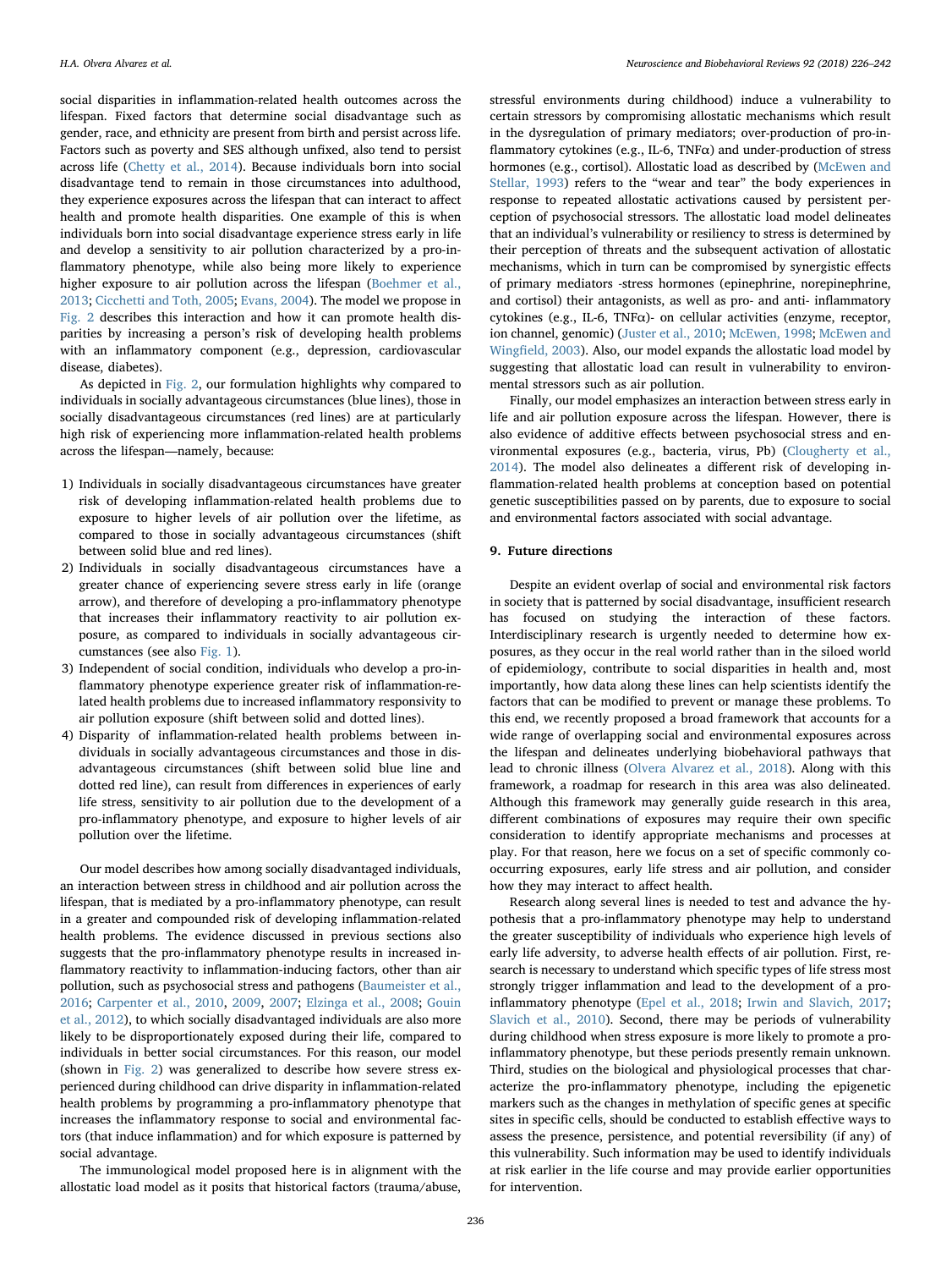social disparities in inflammation-related health outcomes across the lifespan. Fixed factors that determine social disadvantage such as gender, race, and ethnicity are present from birth and persist across life. Factors such as poverty and SES although unfixed, also tend to persist across life (Chetty et al., 2014). Because individuals born into social disadvantage tend to remain in those circumstances into adulthood, they experience exposures across the lifespan that can interact to affect health and promote health disparities. One example of this is when individuals born into social disadvantage experience stress early in life and develop a sensitivity to air pollution characterized by a pro-inflammatory phenotype, while also being more likely to experience higher exposure to air pollution across the lifespan (Boehmer et al., 2013; Cicchetti and Toth, 2005; Evans, 2004). The model we propose in Fig. 2 describes this interaction and how it can promote health disparities by increasing a person's risk of developing health problems with an inflammatory component (e.g., depression, cardiovascular disease, diabetes).

As depicted in Fig. 2, our formulation highlights why compared to individuals in socially advantageous circumstances (blue lines), those in socially disadvantageous circumstances (red lines) are at particularly high risk of experiencing more inflammation-related health problems across the lifespan—namely, because:

1) Individuals in socially disadvantageous circumstances have greater risk of developing inflammation-related health problems due to exposure to higher levels of air pollution over the lifetime, as compared to those in socially advantageous circumstances (shift between solid blue and red lines).
2) Individuals in socially disadvantageous circumstances have a greater chance of experiencing severe stress early in life (orange arrow), and therefore of developing a pro-inflammatory phenotype that increases their inflammatory reactivity to air pollution exposure, as compared to individuals in socially advantageous circumstances (see also Fig. 1).
3) Independent of social condition, individuals who develop a pro-inflammatory phenotype experience greater risk of inflammation-related health problems due to increased inflammatory responsivity to air pollution exposure (shift between solid and dotted lines).
4) Disparity of inflammation-related health problems between individuals in socially advantageous circumstances and those in disadvantageous circumstances (shift between solid blue line and dotted red line), can result from differences in experiences of early life stress, sensitivity to air pollution due to the development of a pro-inflammatory phenotype, and exposure to higher levels of air pollution over the lifetime.

Our model describes how among socially disadvantaged individuals, an interaction between stress in childhood and air pollution across the lifespan, that is mediated by a pro-inflammatory phenotype, can result in a greater and compounded risk of developing inflammation-related health problems. The evidence discussed in previous sections also suggests that the pro-inflammatory phenotype results in increased inflammatory reactivity to inflammation-inducing factors, other than air pollution, such as psychosocial stress and pathogens (Baumeister et al., 2016; Carpenter et al., 2010, 2009, 2007; Elzinga et al., 2008; Gouin et al., 2012), to which socially disadvantaged individuals are also more likely to be disproportionately exposed during their life, compared to individuals in better social circumstances. For this reason, our model (shown in Fig. 2) was generalized to describe how severe stress experienced during childhood can drive disparity in inflammation-related health problems by programming a pro-inflammatory phenotype that increases the inflammatory response to social and environmental factors (that induce inflammation) and for which exposure is patterned by social advantage.

The immunological model proposed here is in alignment with the allostatic load model as it posits that historical factors (trauma/abuse, stressful environments during childhood) induce a vulnerability to certain stressors by compromising allostatic mechanisms which result in the dysregulation of primary mediators; over-production of pro-inflammatory cytokines (e.g., IL-6, TNFα) and under-production of stress hormones (e.g., cortisol). Allostatic load as described by (McEwen and Stellar, 1993) refers to the "wear and tear" the body experiences in response to repeated allostatic activations caused by persistent perception of psychosocial stressors. The allostatic load model delineates that an individual's vulnerability or resiliency to stress is determined by their perception of threats and the subsequent activation of allostatic mechanisms, which in turn can be compromised by synergistic effects of primary mediators -stress hormones (epinephrine, norepinephrine, and cortisol) their antagonists, as well as pro- and anti- inflammatory cytokines (e.g., IL-6, TNFα)- on cellular activities (enzyme, receptor, ion channel, genomic) (Juster et al., 2010; McEwen, 1998; McEwen and Wingfield, 2003). Also, our model expands the allostatic load model by suggesting that allostatic load can result in vulnerability to environmental stressors such as air pollution.

Finally, our model emphasizes an interaction between stress early in life and air pollution exposure across the lifespan. However, there is also evidence of additive effects between psychosocial stress and environmental exposures (e.g., bacteria, virus, Pb) (Clougherty et al., 2014). The model also delineates a different risk of developing inflammation-related health problems at conception based on potential genetic susceptibilities passed on by parents, due to exposure to social and environmental factors associated with social advantage.

## 9. Future directions

Despite an evident overlap of social and environmental risk factors in society that is patterned by social disadvantage, insufficient research has focused on studying the interaction of these factors. Interdisciplinary research is urgently needed to determine how exposures, as they occur in the real world rather than in the siloed world of epidemiology, contribute to social disparities in health and, most importantly, how data along these lines can help scientists identify the factors that can be modified to prevent or manage these problems. To this end, we recently proposed a broad framework that accounts for a wide range of overlapping social and environmental exposures across the lifespan and delineates underlying biobehavioral pathways that lead to chronic illness (Olvera Alvarez et al., 2018). Along with this framework, a roadmap for research in this area was also delineated. Although this framework may generally guide research in this area, different combinations of exposures may require their own specific consideration to identify appropriate mechanisms and processes at play. For that reason, here we focus on a set of specific commonly co-occurring exposures, early life stress and air pollution, and consider how they may interact to affect health.

Research along several lines is needed to test and advance the hypothesis that a pro-inflammatory phenotype may help to understand the greater susceptibility of individuals who experience high levels of early life adversity, to adverse health effects of air pollution. First, research is necessary to understand which specific types of life stress most strongly trigger inflammation and lead to the development of a pro-inflammatory phenotype (Epel et al., 2018; Irwin and Slavich, 2017; Slavich et al., 2010). Second, there may be periods of vulnerability during childhood when stress exposure is more likely to promote a pro-inflammatory phenotype, but these periods presently remain unknown. Third, studies on the biological and physiological processes that characterize the pro-inflammatory phenotype, including the epigenetic markers such as the changes in methylation of specific genes at specific sites in specific cells, should be conducted to establish effective ways to assess the presence, persistence, and potential reversibility (if any) of this vulnerability. Such information may be used to identify individuals at risk earlier in the life course and may provide earlier opportunities for intervention.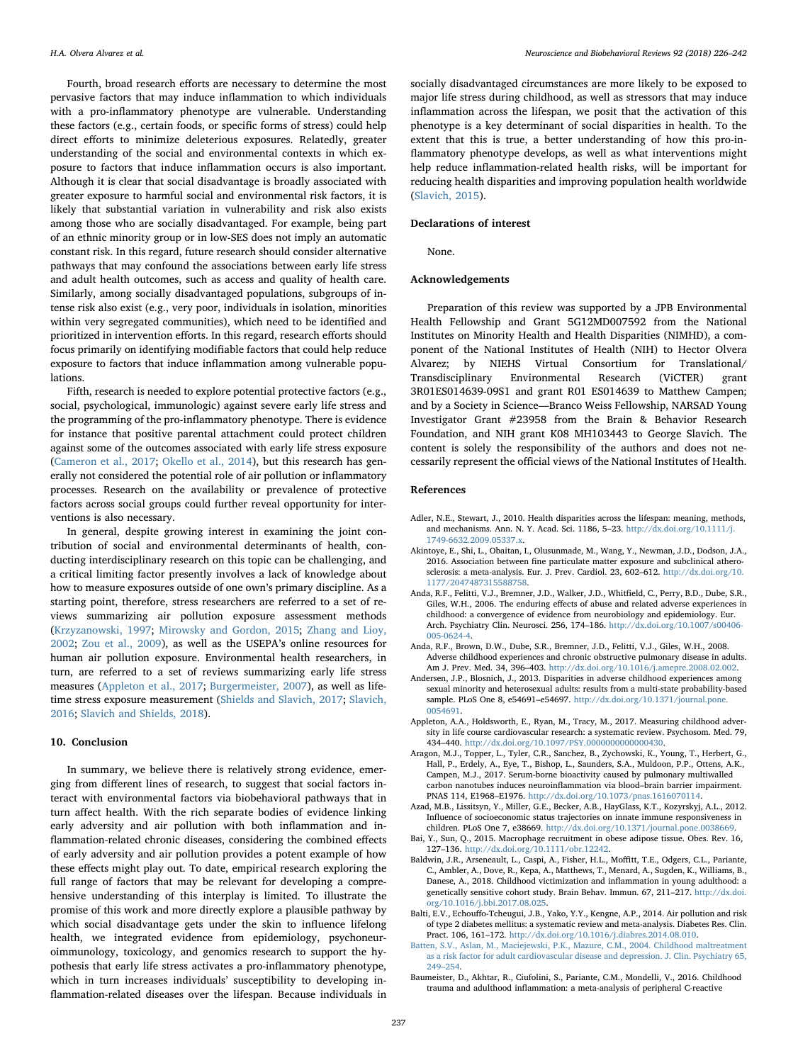Fourth, broad research efforts are necessary to determine the most pervasive factors that may induce inflammation to which individuals with a pro-inflammatory phenotype are vulnerable. Understanding these factors (e.g., certain foods, or specific forms of stress) could help direct efforts to minimize deleterious exposures. Relatedly, greater understanding of the social and environmental contexts in which exposure to factors that induce inflammation occurs is also important. Although it is clear that social disadvantage is broadly associated with greater exposure to harmful social and environmental risk factors, it is likely that substantial variation in vulnerability and risk also exists among those who are socially disadvantaged. For example, being part of an ethnic minority group or in low-SES does not imply an automatic constant risk. In this regard, future research should consider alternative pathways that may confound the associations between early life stress and adult health outcomes, such as access and quality of health care. Similarly, among socially disadvantaged populations, subgroups of intense risk also exist (e.g., very poor, individuals in isolation, minorities within very segregated communities), which need to be identified and prioritized in intervention efforts. In this regard, research efforts should focus primarily on identifying modifiable factors that could help reduce exposure to factors that induce inflammation among vulnerable populations.

Fifth, research is needed to explore potential protective factors (e.g., social, psychological, immunologic) against severe early life stress and the programming of the pro-inflammatory phenotype. There is evidence for instance that positive parental attachment could protect children against some of the outcomes associated with early life stress exposure (Cameron et al., 2017; Okello et al., 2014), but this research has generally not considered the potential role of air pollution or inflammatory processes. Research on the availability or prevalence of protective factors across social groups could further reveal opportunity for interventions is also necessary.

In general, despite growing interest in examining the joint contribution of social and environmental determinants of health, conducting interdisciplinary research on this topic can be challenging, and a critical limiting factor presently involves a lack of knowledge about how to measure exposures outside of one own's primary discipline. As a starting point, therefore, stress researchers are referred to a set of reviews summarizing air pollution exposure assessment methods (Krzyzanowski, 1997; Mirowsky and Gordon, 2015; Zhang and Lioy, 2002; Zou et al., 2009), as well as the USEPA's online resources for human air pollution exposure. Environmental health researchers, in turn, are referred to a set of reviews summarizing early life stress measures (Appleton et al., 2017; Burgermeister, 2007), as well as lifetime stress exposure measurement (Shields and Slavich, 2017; Slavich, 2016; Slavich and Shields, 2018).

## 10. Conclusion

In summary, we believe there is relatively strong evidence, emerging from different lines of research, to suggest that social factors interact with environmental factors via biobehavioral pathways that in turn affect health. With the rich separate bodies of evidence linking early adversity and air pollution with both inflammation and inflammation-related chronic diseases, considering the combined effects of early adversity and air pollution provides a potent example of how these effects might play out. To date, empirical research exploring the full range of factors that may be relevant for developing a comprehensive understanding of this interplay is limited. To illustrate the promise of this work and more directly explore a plausible pathway by which social disadvantage gets under the skin to influence lifelong health, we integrated evidence from epidemiology, psychoneuroimmunology, toxicology, and genomics research to support the hypothesis that early life stress activates a pro-inflammatory phenotype, which in turn increases individuals' susceptibility to developing inflammation-related diseases over the lifespan. Because individuals in socially disadvantaged circumstances are more likely to be exposed to major life stress during childhood, as well as stressors that may induce inflammation across the lifespan, we posit that the activation of this phenotype is a key determinant of social disparities in health. To the extent that this is true, a better understanding of how this pro-inflammatory phenotype develops, as well as what interventions might help reduce inflammation-related health risks, will be important for reducing health disparities and improving population health worldwide (Slavich, 2015).

## Declarations of interest

None.

## Acknowledgements

Preparation of this review was supported by a JPB Environmental Health Fellowship and Grant 5G12MD007592 from the National Institutes on Minority Health and Health Disparities (NIMHD), a component of the National Institutes of Health (NIH) to Hector Olvera Alvarez; by NIEHS Virtual Consortium for Translational/Transdisciplinary Environmental Research (ViCTER) grant 3R01ES014639-09S1 and grant R01 ES014639 to Matthew Campen; and by a Society in Science—Branco Weiss Fellowship, NARSAD Young Investigator Grant #23958 from the Brain & Behavior Research Foundation, and NIH grant K08 MH103443 to George Slavich. The content is solely the responsibility of the authors and does not necessarily represent the official views of the National Institutes of Health.

## References

- Adler, N.E., Stewart, J., 2010. Health disparities across the lifespan: meaning, methods, and mechanisms. Ann. N. Y. Acad. Sci. 1186, 5–23. http://dx.doi.org/10.1111/j.1749-6632.2009.05337.x.
- Akintoye, E., Shi, L., Obaitan, I., Olusunmade, M., Wang, Y., Newman, J.D., Dodson, J.A., 2016. Association between fine particulate matter exposure and subclinical atherosclerosis: a meta-analysis. Eur. J. Prev. Cardiol. 23, 602–612. http://dx.doi.org/10.1177/2047487315588758.
- Anda, R.F., Felitti, V.J., Bremner, J.D., Walker, J.D., Whitfield, C., Perry, B.D., Dube, S.R., Giles, W.H., 2006. The enduring effects of abuse and related adverse experiences in childhood: a convergence of evidence from neurobiology and epidemiology. Eur. Arch. Psychiatry Clin. Neurosci. 256, 174–186. http://dx.doi.org/10.1007/s00406-005-0624-4.
- Anda, R.F., Brown, D.W., Dube, S.R., Bremner, J.D., Felitti, V.J., Giles, W.H., 2008. Adverse childhood experiences and chronic obstructive pulmonary disease in adults. Am J. Prev. Med. 34, 396–403. http://dx.doi.org/10.1016/j.amepre.2008.02.002.
- Andersen, J.P., Blosnich, J., 2013. Disparities in adverse childhood experiences among sexual minority and heterosexual adults: results from a multi-state probability-based sample. PLoS One 8, e54691–e54697. http://dx.doi.org/10.1371/journal.pone.0054691.
- Appleton, A.A., Holdsworth, E., Ryan, M., Tracy, M., 2017. Measuring childhood adversity in life course cardiovascular research: a systematic review. Psychosom. Med. 79, 434–440. http://dx.doi.org/10.1097/PSY.0000000000000430.
- Aragon, M.J., Topper, L., Tyler, C.R., Sanchez, B., Zychowski, K., Young, T., Herbert, G., Hall, P., Erdely, A., Eye, T., Bishop, L., Saunders, S.A., Muldoon, P.P., Ottens, A.K., Campen, M.J., 2017. Serum-borne bioactivity caused by pulmonary multiwalled carbon nanotubes induces neuroinflammation via blood–brain barrier impairment. PNAS 114, E1968–E1976. http://dx.doi.org/10.1073/pnas.1616070114.
- Azad, M.B., Lissitsyn, Y., Miller, G.E., Becker, A.B., HayGlass, K.T., Kozyrskyj, A.L., 2012. Influence of socioeconomic status trajectories on innate immune responsiveness in children. PLoS One 7, e38669. http://dx.doi.org/10.1371/journal.pone.0038669.
- Bai, Y., Sun, Q., 2015. Macrophage recruitment in obese adipose tissue. Obes. Rev. 16, 127–136. http://dx.doi.org/10.1111/obr.12242.
- Baldwin, J.R., Arseneault, L., Caspi, A., Fisher, H.L., Moffitt, T.E., Odgers, C.L., Pariante, C., Ambler, A., Dove, R., Kepa, A., Matthews, T., Menard, A., Sugden, K., Williams, B., Danese, A., 2018. Childhood victimization and inflammation in young adulthood: a genetically sensitive cohort study. Brain Behav. Immun. 67, 211–217. http://dx.doi.org/10.1016/j.bbi.2017.08.025.
- Balti, E.V., Echouffo-Tcheugui, J.B., Yako, Y.Y., Kengne, A.P., 2014. Air pollution and risk of type 2 diabetes mellitus: a systematic review and meta-analysis. Diabetes Res. Clin. Pract. 106, 161–172. http://dx.doi.org/10.1016/j.diabres.2014.08.010.
- Batten, S.V., Aslan, M., Maciejewski, P.K., Mazure, C.M., 2004. Childhood maltreatment as a risk factor for adult cardiovascular disease and depression. J. Clin. Psychiatry 65, 249–254.
- Baumeister, D., Akhtar, R., Ciufolini, S., Pariante, C.M., Mondelli, V., 2016. Childhood trauma and adulthood inflammation: a meta-analysis of peripheral C-reactive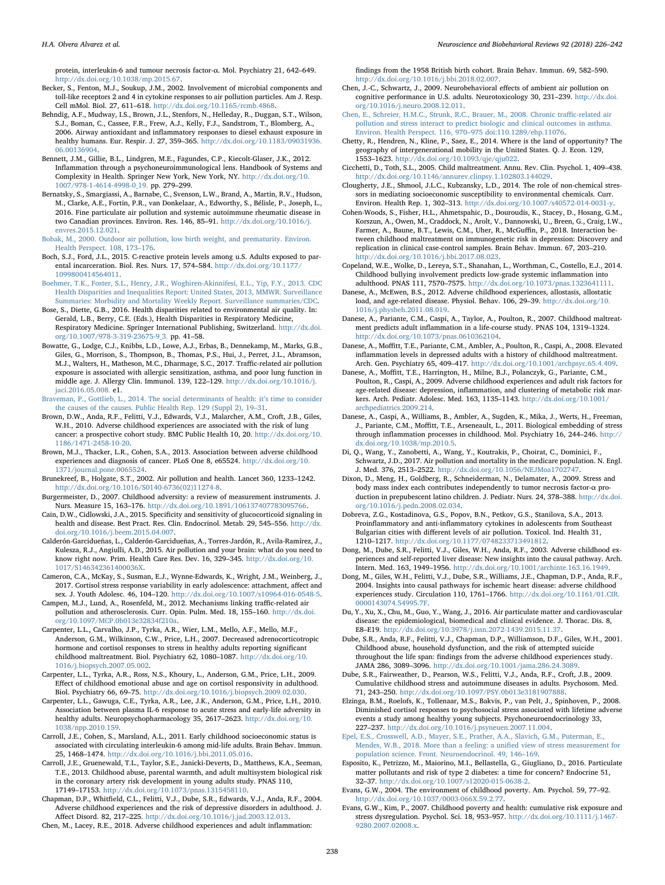protein, interleukin-6 and tumour necrosis factor-α. Mol. Psychiatry 21, 642–649. http://dx.doi.org/10.1038/mp.2015.67.

Becker, S., Fenton, M.J., Soukup, J.M., 2002. Involvement of microbial components and toll-like receptors 2 and 4 in cytokine responses to air pollution particles. Am J. Resp. Cell mMol. Biol. 27, 611–618. http://dx.doi.org/10.1165/rcmb.4868.

Behndig, A.F., Mudway, I.S., Brown, J.L., Stenfors, N., Helleday, R., Duggan, S.T., Wilson, S.J., Boman, C., Cassee, F.R., Frew, A.J., Kelly, F.J., Sandstrom, T., Blomberg, A., 2006. Airway antioxidant and inflammatory responses to diesel exhaust exposure in healthy humans. Eur. Respir. J. 27, 359–365. http://dx.doi.org/10.1183/09031936.06.00136904.

Bennett, J.M., Gillie, B.L., Lindgren, M.E., Fagundes, C.P., Kiecolt-Glaser, J.K., 2012. Inflammation through a psychoneuroimmunological lens. Handbook of Systems and Complexity in Health. Springer New York, New York, NY. http://dx.doi.org/10.1007/978-1-4614-4998-0_19. pp. 279–299.

Bernatsky, S., Smargiassi, A., Barnabe, C., Svenson, L.W., Brand, A., Martin, R.V., Hudson, M., Clarke, A.E., Fortin, P.R., van Donkelaar, A., Edworthy, S., Bélisle, P., Joseph, L., 2016. Fine particulate air pollution and systemic autoimmune rheumatic disease in two Canadian provinces. Environ. Res. 146, 85–91. http://dx.doi.org/10.1016/j.envres.2015.12.021.

Bobak, M., 2000. Outdoor air pollution, low birth weight, and prematurity. Environ. Health Perspect. 108, 173–176.

Boch, S.J., Ford, J.L., 2015. C-reactive protein levels among u.S. Adults exposed to parental incarceration. Biol. Res. Nurs. 17, 574–584. http://dx.doi.org/10.1177/1099800414564011.

Boehmer, T.K., Foster, S.L., Henry, J.R., Woghiren-Akinnifesi, E.L., Yip, F.Y., 2013. CDC Health Disparities and Inequalities Report: United States, 2013, MMWR. Surveillance Summaries: Morbidity and Mortality Weekly Report. Surveillance summaries/CDC.

Bose, S., Diette, G.B., 2016. Health disparities related to environmental air quality. In: Gerald, L.B., Berry, C.E. (Eds.), Health Disparities in Respiratory Medicine, Respiratory Medicine. Springer International Publishing, Switzerland. http://dx.doi.org/10.1007/978-3-319-23675-9_3. pp. 41–58.

Bowatte, G., Lodge, C.J., Knibbs, L.D., Lowe, A.J., Erbas, B., Dennekamp, M., Marks, G.B., Giles, G., Morrison, S., Thompson, B., Thomas, P.S., Hui, J., Perret, J.L., Abramson, M.J., Walters, H., Matheson, M.C., Dharmage, S.C., 2017. Traffic-related air pollution exposure is associated with allergic sensitization, asthma, and poor lung function in middle age. J. Allergy Clin. Immunol. 139, 122–129. http://dx.doi.org/10.1016/j.jaci.2016.05.008. e1.

Braveman, P., Gottlieb, L., 2014. The social determinants of health: it's time to consider the causes of the causes. Public Health Rep. 129 (Suppl 2), 19–31.

Brown, D.W., Anda, R.F., Felitti, V.J., Edwards, V.J., Malarcher, A.M., Croft, J.B., Giles, W.H., 2010. Adverse childhood experiences are associated with the risk of lung cancer: a prospective cohort study. BMC Public Health 10, 20. http://dx.doi.org/10.1186/1471-2458-10-20.

Brown, M.J., Thacker, L.R., Cohen, S.A., 2013. Association between adverse childhood experiences and diagnosis of cancer. PLoS One 8, e65524. http://dx.doi.org/10.1371/journal.pone.0065524.

Brunekreef, B., Holgate, S.T., 2002. Air pollution and health. Lancet 360, 1233–1242. http://dx.doi.org/10.1016/S0140-6736(02)11274-8.

Burgermeister, D., 2007. Childhood adversity: a review of measurement instruments. J. Nurs. Measure 15, 163–176. http://dx.doi.org/10.1891/106137407783095766.

Cain, D.W., Cidlowski, J.A., 2015. Specificity and sensitivity of glucocorticoid signaling in health and disease. Best Pract. Res. Clin. Endocrinol. Metab. 29, 545–556. http://dx.doi.org/10.1016/j.beem.2015.04.007.

Calderón-Garcidueñas, L., Calderón-Garcidueñas, A., Torres-Jardón, R., Avila-Ramírez, J., Kulesza, R.J., Angiulli, A.D., 2015. Air pollution and your brain: what do you need to know right now. Prim. Health Care Res. Dev. 16, 329–345. http://dx.doi.org/10.1017/S146342361400036X.

Cameron, C.A., McKay, S., Susman, E.J., Wynne-Edwards, K., Wright, J.M., Weinberg, J., 2017. Cortisol stress response variability in early adolescence: attachment, affect and sex. J. Youth Adolesc. 46, 104–120. http://dx.doi.org/10.1007/s10964-016-0548-5.

Campen, M.J., Lund, A., Rosenfeld, M., 2012. Mechanisms linking traffic-related air pollution and atherosclerosis. Curr. Opin. Pulm. Med. 18, 155–160. http://dx.doi.org/10.1097/MCP.0b013e32834f210a.

Carpenter, L.L., Carvalho, J.P., Tyrka, A.R., Wier, L.M., Mello, A.F., Mello, M.F., Anderson, G.M., Wilkinson, C.W., Price, L.H., 2007. Decreased adrenocorticotropic hormone and cortisol responses to stress in healthy adults reporting significant childhood maltreatment. Biol. Psychiatry 62, 1080–1087. http://dx.doi.org/10.1016/j.biopsych.2007.05.002.

Carpenter, L.L., Tyrka, A.R., Ross, N.S., Khoury, L., Anderson, G.M., Price, L.H., 2009. Effect of childhood emotional abuse and age on cortisol responsivity in adulthood. Biol. Psychiatry 66, 69–75. http://dx.doi.org/10.1016/j.biopsych.2009.02.030.

Carpenter, L.L., Gawuga, C.E., Tyrka, A.R., Lee, J.K., Anderson, G.M., Price, L.H., 2010. Association between plasma IL-6 response to acute stress and early-life adversity in healthy adults. Neuropsychopharmacology 35, 2617–2623. http://dx.doi.org/10.1038/npp.2010.159.

Carroll, J.E., Cohen, S., Marsland, A.L., 2011. Early childhood socioeconomic status is associated with circulating interleukin-6 among mid-life adults. Brain Behav. Immun. 25, 1468–1474. http://dx.doi.org/10.1016/j.bbi.2011.05.016.

Carroll, J.E., Gruenewald, T.L., Taylor, S.E., Janicki-Deverts, D., Matthews, K.A., Seeman, T.E., 2013. Childhood abuse, parental warmth, and adult multisystem biological risk in the coronary artery risk development in young adults study. PNAS 110, 17149–17153. http://dx.doi.org/10.1073/pnas.1315458110.

Chapman, D.P., Whitfield, C.L., Felitti, V.J., Dube, S.R., Edwards, V.J., Anda, R.F., 2004. Adverse childhood experiences and the risk of depressive disorders in adulthood. J. Affect Disord. 82, 217–225. http://dx.doi.org/10.1016/j.jad.2003.12.013.

Chen, M., Lacey, R.E., 2018. Adverse childhood experiences and adult inflammation: findings from the 1958 British birth cohort. Brain Behav. Immun. 69, 582–590. http://dx.doi.org/10.1016/j.bbi.2018.02.007.

Chen, J.-C., Schwartz, J., 2009. Neurobehavioral effects of ambient air pollution on cognitive performance in U.S. adults. Neurotoxicology 30, 231–239. http://dx.doi.org/10.1016/j.neuro.2008.12.011.

Chen, E., Schreier, H.M.C., Strunk, R.C., Brauer, M., 2008. Chronic traffic-related air pollution and stress interact to predict biologic and clinical outcomes in asthma. Environ. Health Perspect. 116, 970–975 doi:110.1289/ehp.11076.

Chetty, R., Hendren, N., Kline, P., Saez, E., 2014. Where is the land of opportunity? The geography of intergenerational mobility in the United States. Q. J. Econ. 129, 1553–1623. http://dx.doi.org/10.1093/qje/qju022.

Cicchetti, D., Toth, S.L., 2005. Child maltreatment. Annu. Rev. Clin. Psychol. 1, 409–438. http://dx.doi.org/10.1146/annurev.clinpsy.1.102803.144029.

Clougherty, J.E., Shmool, J.L.C., Kubzansky, L.D., 2014. The role of non-chemical stressors in mediating socioeconomic susceptibility to environmental chemicals. Curr. Environ. Health Rep. 1, 302–313. http://dx.doi.org/10.1007/s40572-014-0031-y.

Cohen-Woods, S., Fisher, H.L., Ahmetspahic, D., Douroudis, K., Stacey, D., Hosang, G.M., Korszun, A., Owen, M., Craddock, N., Arolt, V., Dannowski, U., Breen, G., Craig, I.W., Farmer, A., Baune, B.T., Lewis, C.M., Uher, R., McGuffin, P., 2018. Interaction between childhood maltreatment on immunogenetic risk in depression: Discovery and replication in clinical case-control samples. Brain Behav. Immun. 67, 203–210. http://dx.doi.org/10.1016/j.bbi.2017.08.023.

Copeland, W.E., Wolke, D., Lereya, S.T., Shanahan, L., Worthman, C., Costello, E.J., 2014. Childhood bullying involvement predicts low-grade systemic inflammation into adulthood. PNAS 111, 7570–7575. http://dx.doi.org/10.1073/pnas.1323641111.

Danese, A., McEwen, B.S., 2012. Adverse childhood experiences, allostasis, allostatic load, and age-related disease. Physiol. Behav. 106, 29–39. http://dx.doi.org/10.1016/j.physbeh.2011.08.019.

Danese, A., Pariante, C.M., Caspi, A., Taylor, A., Poulton, R., 2007. Childhood maltreatment predicts adult inflammation in a life-course study. PNAS 104, 1319–1324. http://dx.doi.org/10.1073/pnas.0610362104.

Danese, A., Moffitt, T.E., Pariante, C.M., Ambler, A., Poulton, R., Caspi, A., 2008. Elevated inflammation levels in depressed adults with a history of childhood maltreatment. Arch. Gen. Psychiatry 65, 409–417. http://dx.doi.org/10.1001/archpsyc.65.4.409.

Danese, A., Moffitt, T.E., Harrington, H., Milne, B.J., Polanczyk, G., Pariante, C.M., Poulton, R., Caspi, A., 2009. Adverse childhood experiences and adult risk factors for age-related disease: depression, inflammation, and clustering of metabolic risk markers. Arch. Pediatr. Adolesc. Med. 163, 1135–1143. http://dx.doi.org/10.1001/archpediatrics.2009.214.

Danese, A., Caspi, A., Williams, B., Ambler, A., Sugden, K., Mika, J., Werts, H., Freeman, J., Pariante, C.M., Moffitt, T.E., Arseneault, L., 2011. Biological embedding of stress through inflammation processes in childhood. Mol. Psychiatry 16, 244–246. http://dx.doi.org/10.1038/mp.2010.5.

Di, Q., Wang, Y., Zanobetti, A., Wang, Y., Koutrakis, P., Choirat, C., Dominici, F., Schwartz, J.D., 2017. Air pollution and mortality in the medicare population. N. Engl. J. Med. 376, 2513–2522. http://dx.doi.org/10.1056/NEJMoa1702747.

Dixon, D., Meng, H., Goldberg, R., Schneiderman, N., Delamater, A., 2009. Stress and body mass index each contributes independently to tumor necrosis factor-α production in prepubescent latino children. J. Pediatr. Nurs. 24, 378–388. http://dx.doi.org/10.1016/j.pedn.2008.02.034.

Dobreva, Z.G., Kostadinova, G.S., Popov, B.N., Petkov, G.S., Stanilova, S.A., 2013. Proinflammatory and anti-inflammatory cytokines in adolescents from Southeast Bulgarian cities with different levels of air pollution. Toxicol. Ind. Health 31, 1210–1217. http://dx.doi.org/10.1177/0748233713491812.

Dong, M., Dube, S.R., Felitti, V.J., Giles, W.H., Anda, R.F., 2003. Adverse childhood experiences and self-reported liver disease: New insights into the causal pathway. Arch. Intern. Med. 163, 1949–1956. http://dx.doi.org/10.1001/archinte.163.16.1949.

Dong, M., Giles, W.H., Felitti, V.J., Dube, S.R., Williams, J.E., Chapman, D.P., Anda, R.F., 2004. Insights into causal pathways for ischemic heart disease: adverse childhood experiences study. Circulation 110, 1761–1766. http://dx.doi.org/10.1161/01.CIR.0000143074.54995.7F.

Du, Y., Xu, X., Chu, M., Guo, Y., Wang, J., 2016. Air particulate matter and cardiovascular disease: the epidemiological, biomedical and clinical evidence. J. Thorac. Dis. 8, E8–E19. http://dx.doi.org/10.3978/j.issn.2072-1439.2015.11.37.

Dube, S.R., Anda, R.F., Felitti, V.J., Chapman, D.P., Williamson, D.F., Giles, W.H., 2001. Childhood abuse, household dysfunction, and the risk of attempted suicide throughout the life span: findings from the adverse childhood experiences study. JAMA 286, 3089–3096. http://dx.doi.org/10.1001/jama.286.24.3089.

Dube, S.R., Fairweather, D., Pearson, W.S., Felitti, V.J., Anda, R.F., Croft, J.B., 2009. Cumulative childhood stress and autoimmune diseases in adults. Psychosom. Med. 71, 243–250. http://dx.doi.org/10.1097/PSY.0b013e3181907888.

Elzinga, B.M., Roelofs, K., Tollenaar, M.S., Bakvis, P., van Pelt, J., Spinhoven, P., 2008. Diminished cortisol responses to psychosocial stress associated with lifetime adverse events a study among healthy young subjects. Psychoneuroendocrinology 33, 227–237. http://dx.doi.org/10.1016/j.psyneuen.2007.11.004.

Epel, E.S., Crosswell, A.D., Mayer, S.E., Prather, A.A., Slavich, G.M., Puterman, E., Mendes, W.B., 2018. More than a feeling: a unified view of stress measurement for population science. Front. Neuroendocrinol. 49, 146–169.

Esposito, K., Petrizzo, M., Maiorino, M.I., Bellastella, G., Giugliano, D., 2016. Particulate matter pollutants and risk of type 2 diabetes: a time for concern? Endocrine 51, 32–37. http://dx.doi.org/10.1007/s12020-015-0638-2.

Evans, G.W., 2004. The environment of childhood poverty. Am. Psychol. 59, 77–92. http://dx.doi.org/10.1037/0003-066X.59.2.77.

Evans, G.W., Kim, P., 2007. Childhood poverty and health: cumulative risk exposure and stress dysregulation. Psychol. Sci. 18, 953–957. http://dx.doi.org/10.1111/j.1467-9280.2007.02008.x.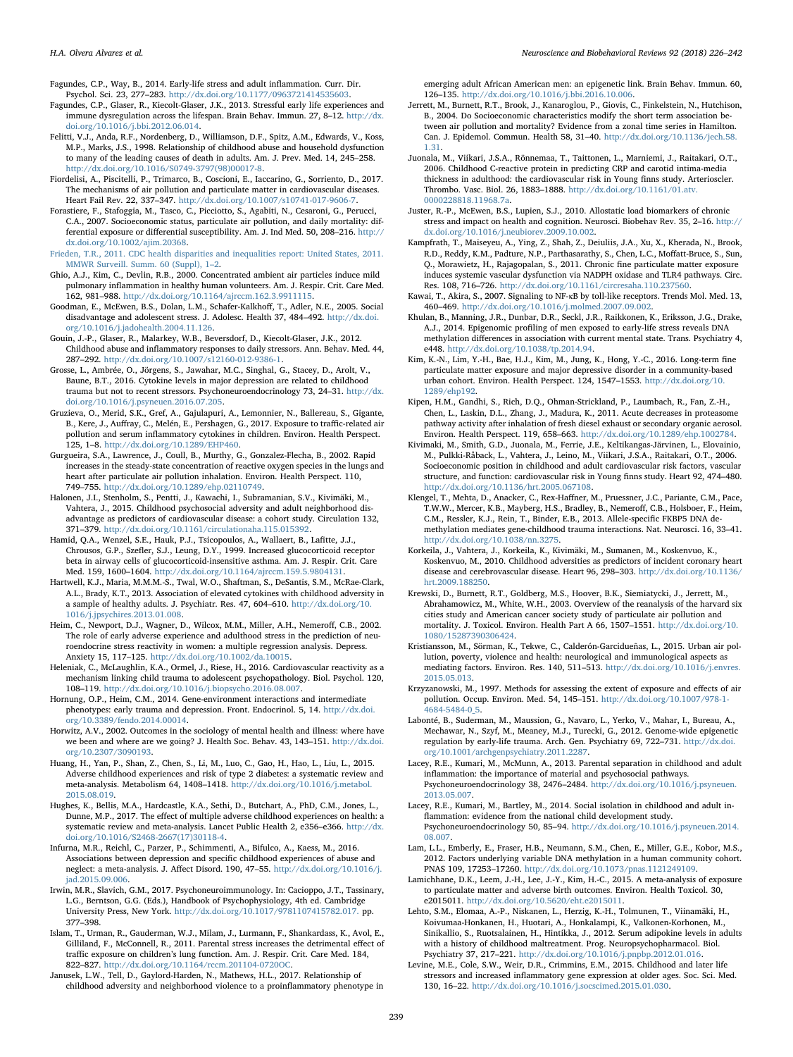Fagundes, C.P., Way, B., 2014. Early-life stress and adult inflammation. Curr. Dir. Psychol. Sci. 23, 277–283. http://dx.doi.org/10.1177/0963721414535603.

Fagundes, C.P., Glaser, R., Kiecolt-Glaser, J.K., 2013. Stressful early life experiences and immune dysregulation across the lifespan. Brain Behav. Immun. 27, 8–12. http://dx.doi.org/10.1016/j.bbi.2012.06.014.

Felitti, V.J., Anda, R.F., Nordenberg, D., Williamson, D.F., Spitz, A.M., Edwards, V., Koss, M.P., Marks, J.S., 1998. Relationship of childhood abuse and household dysfunction to many of the leading causes of death in adults. Am. J. Prev. Med. 14, 245–258. http://dx.doi.org/10.1016/S0749-3797(98)00017-8.

Fiordelisi, A., Piscitelli, P., Trimarco, B., Coscioni, E., Iaccarino, G., Sorriento, D., 2017. The mechanisms of air pollution and particulate matter in cardiovascular diseases. Heart Fail Rev. 22, 337–347. http://dx.doi.org/10.1007/s10741-017-9606-7.

Forastiere, F., Stafoggia, M., Tasco, C., Picciotto, S., Agabiti, N., Cesaroni, G., Perucci, C.A., 2007. Socioeconomic status, particulate air pollution, and daily mortality: differential exposure or differential susceptibility. Am. J. Ind Med. 50, 208–216. http://dx.doi.org/10.1002/ajim.20368.

Frieden, T.R., 2011. CDC health disparities and inequalities report: United States, 2011. MMWR Surveill. Summ. 60 (Suppl), 1–2.

Ghio, A.J., Kim, C., Devlin, R.B., 2000. Concentrated ambient air particles induce mild pulmonary inflammation in healthy human volunteers. Am. J. Respir. Crit. Care Med. 162, 981–988. http://dx.doi.org/10.1164/ajrccm.162.3.9911115.

Goodman, E., McEwen, B.S., Dolan, L.M., Schafer-Kalkhoff, T., Adler, N.E., 2005. Social disadvantage and adolescent stress. J. Adolesc. Health 37, 484–492. http://dx.doi.org/10.1016/j.jadohealth.2004.11.126.

Gouin, J.-P., Glaser, R., Malarkey, W.B., Beversdorf, D., Kiecolt-Glaser, J.K., 2012. Childhood abuse and inflammatory responses to daily stressors. Ann. Behav. Med. 44, 287–292. http://dx.doi.org/10.1007/s12160-012-9386-1.

Grosse, L., Ambrée, O., Jörgens, S., Jawahar, M.C., Singhal, G., Stacey, D., Arolt, V., Baune, B.T., 2016. Cytokine levels in major depression are related to childhood trauma but not to recent stressors. Psychoneuroendocrinology 73, 24–31. http://dx.doi.org/10.1016/j.psyneuen.2016.07.205.

Gruzieva, O., Merid, S.K., Gref, A., Gajulapuri, A., Lemonnier, N., Ballereau, S., Gigante, B., Kere, J., Auffray, C., Melén, E., Pershagen, G., 2017. Exposure to traffic-related air pollution and serum inflammatory cytokines in children. Environ. Health Perspect. 125, 1–8. http://dx.doi.org/10.1289/EHP460.

Gurgueira, S.A., Lawrence, J., Coull, B., Murthy, G., Gonzalez-Flecha, B., 2002. Rapid increases in the steady-state concentration of reactive oxygen species in the lungs and heart after particulate air pollution inhalation. Environ. Health Perspect. 110, 749–755. http://dx.doi.org/10.1289/ehp.02110749.

Halonen, J.I., Stenholm, S., Pentti, J., Kawachi, I., Subramanian, S.V., Kivimäki, M., Vahtera, J., 2015. Childhood psychosocial adversity and adult neighborhood disadvantage as predictors of cardiovascular disease: a cohort study. Circulation 132, 371–379. http://dx.doi.org/10.1161/circulationaha.115.015392.

Hamid, Q.A., Wenzel, S.E., Hauk, P.J., Tsicopoulos, A., Wallaert, B., Lafitte, J.J., Chrousos, G.P., Szefler, S.J., Leung, D.Y., 1999. Increased glucocorticoid receptor beta in airway cells of glucocorticoid-insensitive asthma. Am. J. Respir. Crit. Care Med. 159, 1600–1604. http://dx.doi.org/10.1164/ajrccm.159.5.9804131.

Hartwell, K.J., Maria, M.M.M.-S., Twal, W.O., Shaftman, S., DeSantis, S.M., McRae-Clark, A.L., Brady, K.T., 2013. Association of elevated cytokines with childhood adversity in a sample of healthy adults. J. Psychiatr. Res. 47, 604–610. http://dx.doi.org/10.1016/j.jpsychires.2013.01.008.

Heim, C., Newport, D.J., Wagner, D., Wilcox, M.M., Miller, A.H., Nemeroff, C.B., 2002. The role of early adverse experience and adulthood stress in the prediction of neuroendocrine stress reactivity in women: a multiple regression analysis. Depress. Anxiety 15, 117–125. http://dx.doi.org/10.1002/da.10015.

Heleniak, C., McLaughlin, K.A., Ormel, J., Riese, H., 2016. Cardiovascular reactivity as a mechanism linking child trauma to adolescent psychopathology. Biol. Psychol. 120, 108–119. http://dx.doi.org/10.1016/j.biopsycho.2016.08.007.

Hornung, O.P., Heim, C.M., 2014. Gene-environment interactions and intermediate phenotypes: early trauma and depression. Front. Endocrinol. 5, 14. http://dx.doi.org/10.3389/fendo.2014.00014.

Horwitz, A.V., 2002. Outcomes in the sociology of mental health and illness: where have we been and where are we going? J. Health Soc. Behav. 43, 143–151. http://dx.doi.org/10.2307/3090193.

Huang, H., Yan, P., Shan, Z., Chen, S., Li, M., Luo, C., Gao, H., Hao, L., Liu, L., 2015. Adverse childhood experiences and risk of type 2 diabetes: a systematic review and meta-analysis. Metabolism 64, 1408–1418. http://dx.doi.org/10.1016/j.metabol.2015.08.019.

Hughes, K., Bellis, M.A., Hardcastle, K.A., Sethi, D., Butchart, A., PhD, C.M., Jones, L., Dunne, M.P., 2017. The effect of multiple adverse childhood experiences on health: a systematic review and meta-analysis. Lancet Public Health 2, e356–e366. http://dx.doi.org/10.1016/S2468-2667(17)30118-4.

Infurna, M.R., Reichl, C., Parzer, P., Schimmenti, A., Bifulco, A., Kaess, M., 2016. Associations between depression and specific childhood experiences of abuse and neglect: a meta-analysis. J. Affect Disord. 190, 47–55. http://dx.doi.org/10.1016/j.jad.2015.09.006.

Irwin, M.R., Slavich, G.M., 2017. Psychoneuroimmunology. In: Cacioppo, J.T., Tassinary, L.G., Berntson, G.G. (Eds.), Handbook of Psychophysiology, 4th ed. Cambridge University Press, New York. http://dx.doi.org/10.1017/9781107415782.017. pp. 377–398.

Islam, T., Urman, R., Gauderman, W.J., Milam, J., Lurmann, F., Shankardass, K., Avol, E., Gilliland, F., McConnell, R., 2011. Parental stress increases the detrimental effect of traffic exposure on children's lung function. Am. J. Respir. Crit. Care Med. 184, 822–827. http://dx.doi.org/10.1164/rccm.201104-0720OC.

Janusek, L.W., Tell, D., Gaylord-Harden, N., Mathews, H.L., 2017. Relationship of childhood adversity and neighborhood violence to a proinflammatory phenotype in emerging adult African American men: an epigenetic link. Brain Behav. Immun. 60, 126–135. http://dx.doi.org/10.1016/j.bbi.2016.10.006.

Jerrett, M., Burnett, R.T., Brook, J., Kanaroglou, P., Giovis, C., Finkelstein, N., Hutchison, B., 2004. Do Socioeconomic characteristics modify the short term association between air pollution and mortality? Evidence from a zonal time series in Hamilton. Can. J. Epidemol. Commun. Health 58, 31–40. http://dx.doi.org/10.1136/jech.58.1.31.

Juonala, M., Viikari, J.S.A., Rönnemaa, T., Taittonen, L., Marniemi, J., Raitakari, O.T., 2006. Childhood C-reactive protein in predicting CRP and carotid intima-media thickness in adulthood: the cardiovascular risk in Young finns study. Arterioscler. Thrombo. Vasc. Biol. 26, 1883–1888. http://dx.doi.org/10.1161/01.atv.0000228818.11968.7a.

Juster, R.-P., McEwen, B.S., Lupien, S.J., 2010. Allostatic load biomarkers of chronic stress and impact on health and cognition. Neurosci. Biobehav Rev. 35, 2–16. http://dx.doi.org/10.1016/j.neubiorev.2009.10.002.

Kampfrath, T., Maiseyeu, A., Ying, Z., Shah, Z., Deiuliis, J.A., Xu, X., Kherada, N., Brook, R.D., Reddy, K.M., Padture, N.P., Parthasarathy, S., Chen, L.C., Moffatt-Bruce, S., Sun, Q., Morawietz, H., Rajagopalan, S., 2011. Chronic fine particulate matter exposure induces systemic vascular dysfunction via NADPH oxidase and TLR4 pathways. Circ. Res. 108, 716–726. http://dx.doi.org/10.1161/circresaha.110.237560.

Kawai, T., Akira, S., 2007. Signaling to NF-κB by toll-like receptors. Trends Mol. Med. 13, 460–469. http://dx.doi.org/10.1016/j.molmed.2007.09.002.

Khulan, B., Manning, J.R., Dunbar, D.R., Seckl, J.R., Raikkonen, K., Eriksson, J.G., Drake, A.J., 2014. Epigenomic profiling of men exposed to early-life stress reveals DNA methylation differences in association with current mental state. Trans. Psychiatry 4, e448. http://dx.doi.org/10.1038/tp.2014.94.

Kim, K.-N., Lim, Y.-H., Bae, H.J., Kim, M., Jung, K., Hong, Y.-C., 2016. Long-term fine particulate matter exposure and major depressive disorder in a community-based urban cohort. Environ. Health Perspect. 124, 1547–1553. http://dx.doi.org/10.1289/ehp192.

Kipen, H.M., Gandhi, S., Rich, D.Q., Ohman-Strickland, P., Laumbach, R., Fan, Z.-H., Chen, L., Laskin, D.L., Zhang, J., Madura, K., 2011. Acute decreases in proteasome pathway activity after inhalation of fresh diesel exhaust or secondary organic aerosol. Environ. Health Perspect. 119, 658–663. http://dx.doi.org/10.1289/ehp.1002784.

Kivimaki, M., Smith, G.D., Juonala, M., Ferrie, J.E., Keltikangas-Järvinen, L., Elovainio, M., Pulkki-Råback, L., Vahtera, J., Leino, M., Viikari, J.S.A., Raitakari, O.T., 2006. Socioeconomic position in childhood and adult cardiovascular risk factors, vascular structure, and function: cardiovascular risk in Young finns study. Heart 92, 474–480. http://dx.doi.org/10.1136/hrt.2005.067108.

Klengel, T., Mehta, D., Anacker, C., Rex-Haffner, M., Pruessner, J.C., Pariante, C.M., Pace, T.W.W., Mercer, K.B., Mayberg, H.S., Bradley, B., Nemeroff, C.B., Holsboer, F., Heim, C.M., Ressler, K.J., Rein, T., Binder, E.B., 2013. Allele-specific FKBP5 DNA demethylation mediates gene-childhood trauma interactions. Nat. Neurosci. 16, 33–41. http://dx.doi.org/10.1038/nn.3275.

Korkeila, J., Vahtera, J., Korkeila, K., Kivimäki, M., Sumanen, M., Koskenvuo, K., Koskenvuo, M., 2010. Childhood adversities as predictors of incident coronary heart disease and cerebrovascular disease. Heart 96, 298–303. http://dx.doi.org/10.1136/hrt.2009.188250.

Krewski, D., Burnett, R.T., Goldberg, M.S., Hoover, B.K., Siemiatycki, J., Jerrett, M., Abrahamowicz, M., White, W.H., 2003. Overview of the reanalysis of the harvard six cities study and American cancer society study of particulate air pollution and mortality. J. Toxicol. Environ. Health Part A 66, 1507–1551. http://dx.doi.org/10.1080/15287390306424.

Kristiansson, M., Sörman, K., Tekwe, C., Calderón-Garcidueñas, L., 2015. Urban air pollution, poverty, violence and health: neurological and immunological aspects as mediating factors. Environ. Res. 140, 511–513. http://dx.doi.org/10.1016/j.envres.2015.05.013.

Krzyzanowski, M., 1997. Methods for assessing the extent of exposure and effects of air pollution. Occup. Environ. Med. 54, 145–151. http://dx.doi.org/10.1007/978-1-4684-5484-0_5.

Labonté, B., Suderman, M., Maussion, G., Navaro, L., Yerko, V., Mahar, I., Bureau, A., Mechawar, N., Szyf, M., Meaney, M.J., Turecki, G., 2012. Genome-wide epigenetic regulation by early-life trauma. Arch. Gen. Psychiatry 69, 722–731. http://dx.doi.org/10.1001/archgenpsychiatry.2011.2287.

Lacey, R.E., Kumari, M., McMunn, A., 2013. Parental separation in childhood and adult inflammation: the importance of material and psychosocial pathways. Psychoneuroendocrinology 38, 2476–2484. http://dx.doi.org/10.1016/j.psyneuen.2013.05.007.

Lacey, R.E., Kumari, M., Bartley, M., 2014. Social isolation in childhood and adult inflammation: evidence from the national child development study. Psychoneuroendocrinology 50, 85–94. http://dx.doi.org/10.1016/j.psyneuen.2014.08.007.

Lam, L.L., Emberly, E., Fraser, H.B., Neumann, S.M., Chen, E., Miller, G.E., Kobor, M.S., 2012. Factors underlying variable DNA methylation in a human community cohort. PNAS 109, 17253–17260. http://dx.doi.org/10.1073/pnas.1121249109.

Lamichhane, D.K., Leem, J.-H., Lee, J.-Y., Kim, H.-C., 2015. A meta-analysis of exposure to particulate matter and adverse birth outcomes. Environ. Health Toxicol. 30, e2015011. http://dx.doi.org/10.5620/eht.e2015011.

Lehto, S.M., Elomaa, A.-P., Niskanen, L., Herzig, K.-H., Tolmunen, T., Viinamäki, H., Koivumaa-Honkanen, H., Huotari, A., Honkalampi, K., Valkonen-Korhonen, M., Sinikallio, S., Ruotsalainen, H., Hintikka, J., 2012. Serum adipokine levels in adults with a history of childhood maltreatment. Prog. Neuropsychopharmacol. Biol. Psychiatry 37, 217–221. http://dx.doi.org/10.1016/j.pnpbp.2012.01.016.

Levine, M.E., Cole, S.W., Weir, D.R., Crimmins, E.M., 2015. Childhood and later life stressors and increased inflammatory gene expression at older ages. Soc. Sci. Med. 130, 16–22. http://dx.doi.org/10.1016/j.socscimed.2015.01.030.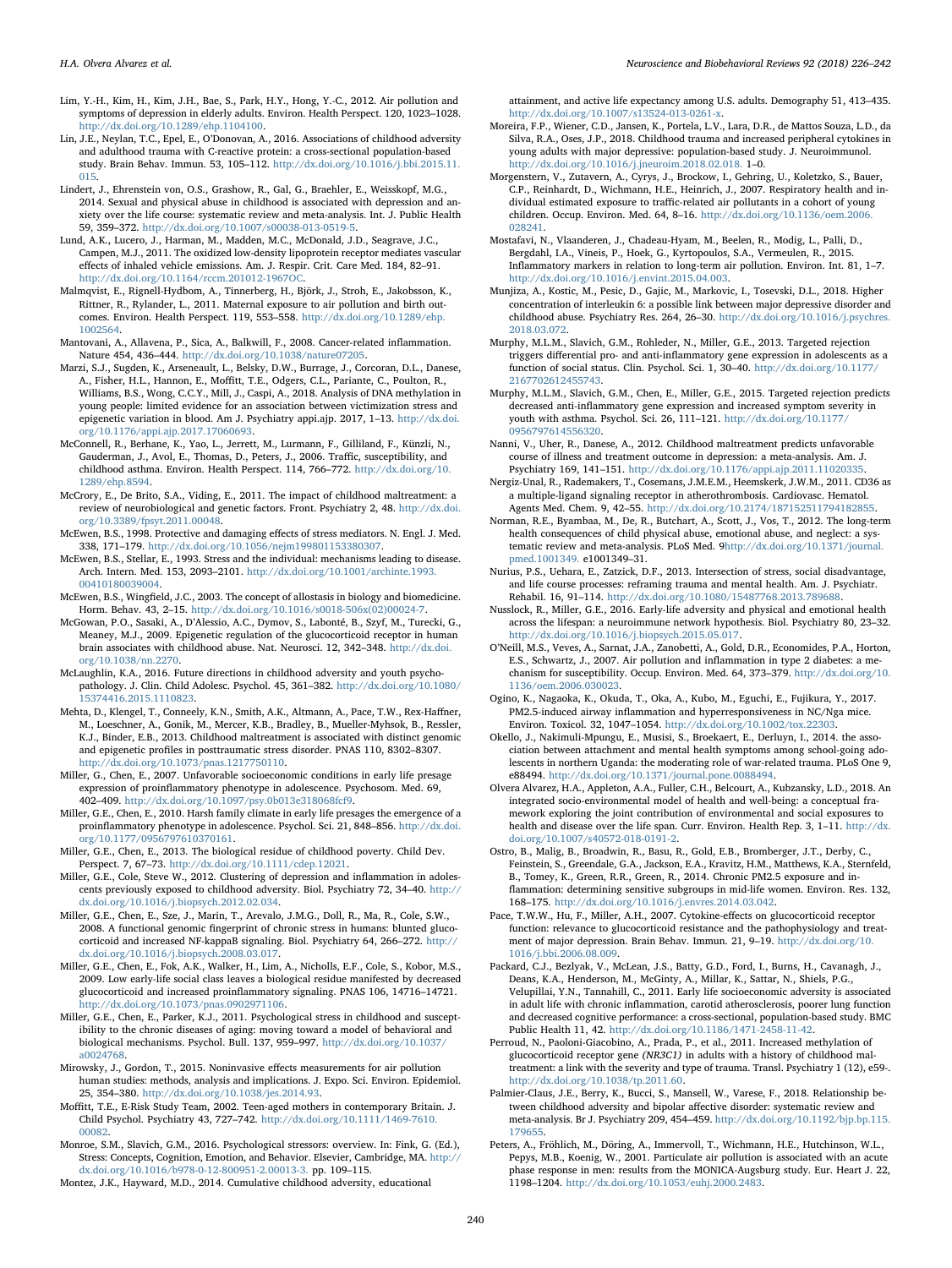Lim, Y.-H., Kim, H., Kim, J.H., Bae, S., Park, H.Y., Hong, Y.-C., 2012. Air pollution and symptoms of depression in elderly adults. Environ. Health Perspect. 120, 1023–1028. http://dx.doi.org/10.1289/ehp.1104100.

Lin, J.E., Neylan, T.C., Epel, E., O'Donovan, A., 2016. Associations of childhood adversity and adulthood trauma with C-reactive protein: a cross-sectional population-based study. Brain Behav. Immun. 53, 105–112. http://dx.doi.org/10.1016/j.bbi.2015.11.015.

Lindert, J., Ehrenstein von, O.S., Grashow, R., Gal, G., Braehler, E., Weisskopf, M.G., 2014. Sexual and physical abuse in childhood is associated with depression and anxiety over the life course: systematic review and meta-analysis. Int. J. Public Health 59, 359–372. http://dx.doi.org/10.1007/s00038-013-0519-5.

Lund, A.K., Lucero, J., Harman, M., Madden, M.C., McDonald, J.D., Seagrave, J.C., Campen, M.J., 2011. The oxidized low-density lipoprotein receptor mediates vascular effects of inhaled vehicle emissions. Am. J. Respir. Crit. Care Med. 184, 82–91. http://dx.doi.org/10.1164/rccm.201012-1967OC.

Malmqvist, E., Rignell-Hydbom, A., Tinnerberg, H., Björk, J., Stroh, E., Jakobsson, K., Rittner, R., Rylander, L., 2011. Maternal exposure to air pollution and birth outcomes. Environ. Health Perspect. 119, 553–558. http://dx.doi.org/10.1289/ehp.1002564.

Mantovani, A., Allavena, P., Sica, A., Balkwill, F., 2008. Cancer-related inflammation. Nature 454, 436–444. http://dx.doi.org/10.1038/nature07205.

Marzi, S.J., Sugden, K., Arseneault, L., Belsky, D.W., Burrage, J., Corcoran, D.L., Danese, A., Fisher, H.L., Hannon, E., Moffitt, T.E., Odgers, C.L., Pariante, C., Poulton, R., Williams, B.S., Wong, C.C.Y., Mill, J., Caspi, A., 2018. Analysis of DNA methylation in young people: limited evidence for an association between victimization stress and epigenetic variation in blood. Am J Psychiatry appi.ajp. 2017, 1–13. http://dx.doi.org/10.1176/appi.ajp.2017.17060693.

McConnell, R., Berhane, K., Yao, L., Jerrett, M., Lurmann, F., Gilliland, F., Künzli, N., Gauderman, J., Avol, E., Thomas, D., Peters, J., 2006. Traffic, susceptibility, and childhood asthma. Environ. Health Perspect. 114, 766–772. http://dx.doi.org/10.1289/ehp.8594.

McCrory, E., De Brito, S.A., Viding, E., 2011. The impact of childhood maltreatment: a review of neurobiological and genetic factors. Front. Psychiatry 2, 48. http://dx.doi.org/10.3389/fpsyt.2011.00048.

McEwen, B.S., 1998. Protective and damaging effects of stress mediators. N. Engl. J. Med. 338, 171–179. http://dx.doi.org/10.1056/nejm199801153380307.

McEwen, B.S., Stellar, E., 1993. Stress and the individual: mechanisms leading to disease. Arch. Intern. Med. 153, 2093–2101. http://dx.doi.org/10.1001/archinte.1993.00410180039004.

McEwen, B.S., Wingfield, J.C., 2003. The concept of allostasis in biology and biomedicine. Horm. Behav. 43, 2–15. http://dx.doi.org/10.1016/s0018-506x(02)00024-7.

McGowan, P.O., Sasaki, A., D'Alessio, A.C., Dymov, S., Labonté, B., Szyf, M., Turecki, G., Meaney, M.J., 2009. Epigenetic regulation of the glucocorticoid receptor in human brain associates with childhood abuse. Nat. Neurosci. 12, 342–348. http://dx.doi.org/10.1038/nn.2270.

McLaughlin, K.A., 2016. Future directions in childhood adversity and youth psychopathology. J. Clin. Child Adolesc. Psychol. 45, 361–382. http://dx.doi.org/10.1080/15374416.2015.1110823.

Mehta, D., Klengel, T., Conneely, K.N., Smith, A.K., Altmann, A., Pace, T.W., Rex-Haffner, M., Loeschner, A., Gonik, M., Mercer, K.B., Bradley, B., Mueller-Myhsok, B., Ressler, K.J., Binder, E.B., 2013. Childhood maltreatment is associated with distinct genomic and epigenetic profiles in posttraumatic stress disorder. PNAS 110, 8302–8307. http://dx.doi.org/10.1073/pnas.1217750110.

Miller, G., Chen, E., 2007. Unfavorable socioeconomic conditions in early life presage expression of proinflammatory phenotype in adolescence. Psychosom. Med. 69, 402–409. http://dx.doi.org/10.1097/psy.0b013e318068fcf9.

Miller, G.E., Chen, E., 2010. Harsh family climate in early life presages the emergence of a proinflammatory phenotype in adolescence. Psychol. Sci. 21, 848–856. http://dx.doi.org/10.1177/0956797610370161.

Miller, G.E., Chen, E., 2013. The biological residue of childhood poverty. Child Dev. Perspect. 7, 67–73. http://dx.doi.org/10.1111/cdep.12021.

Miller, G.E., Cole, Steve W., 2012. Clustering of depression and inflammation in adolescents previously exposed to childhood adversity. Biol. Psychiatry 72, 34–40. http://dx.doi.org/10.1016/j.biopsych.2012.02.034.

Miller, G.E., Chen, E., Sze, J., Marin, T., Arevalo, J.M.G., Doll, R., Ma, R., Cole, S.W., 2008. A functional genomic fingerprint of chronic stress in humans: blunted glucocorticoid and increased NF-kappaB signaling. Biol. Psychiatry 64, 266–272. http://dx.doi.org/10.1016/j.biopsych.2008.03.017.

Miller, G.E., Chen, E., Fok, A.K., Walker, H., Lim, A., Nicholls, E.F., Cole, S., Kobor, M.S., 2009. Low early-life social class leaves a biological residue manifested by decreased glucocorticoid and increased proinflammatory signaling. PNAS 106, 14716–14721. http://dx.doi.org/10.1073/pnas.0902971106.

Miller, G.E., Chen, E., Parker, K.J., 2011. Psychological stress in childhood and susceptibility to the chronic diseases of aging: moving toward a model of behavioral and biological mechanisms. Psychol. Bull. 137, 959–997. http://dx.doi.org/10.1037/a0024768.

Mirowsky, J., Gordon, T., 2015. Noninvasive effects measurements for air pollution human studies: methods, analysis and implications. J. Expo. Sci. Environ. Epidemiol. 25, 354–380. http://dx.doi.org/10.1038/jes.2014.93.

Moffitt, T.E., E-Risk Study Team, 2002. Teen-aged mothers in contemporary Britain. J. Child Psychol. Psychiatry 43, 727–742. http://dx.doi.org/10.1111/1469-7610.00082.

Monroe, S.M., Slavich, G.M., 2016. Psychological stressors: overview. In: Fink, G. (Ed.), Stress: Concepts, Cognition, Emotion, and Behavior. Elsevier, Cambridge, MA. http://dx.doi.org/10.1016/b978-0-12-800951-2.00013-3. pp. 109–115.

Montez, J.K., Hayward, M.D., 2014. Cumulative childhood adversity, educational attainment, and active life expectancy among U.S. adults. Demography 51, 413–435. http://dx.doi.org/10.1007/s13524-013-0261-x.

Moreira, F.P., Wiener, C.D., Jansen, K., Portela, L.V., Lara, D.R., de Mattos Souza, L.D., da Silva, R.A., Oses, J.P., 2018. Childhood trauma and increased peripheral cytokines in young adults with major depressive: population-based study. J. Neuroimmunol. http://dx.doi.org/10.1016/j.jneuroim.2018.02.018. 1–0.

Morgenstern, V., Zutavern, A., Cyrys, J., Brockow, I., Gehring, U., Koletzko, S., Bauer, C.P., Reinhardt, D., Wichmann, H.E., Heinrich, J., 2007. Respiratory health and individual estimated exposure to traffic-related air pollutants in a cohort of young children. Occup. Environ. Med. 64, 8–16. http://dx.doi.org/10.1136/oem.2006.028241.

Mostafavi, N., Vlaanderen, J., Chadeau-Hyam, M., Beelen, R., Modig, L., Palli, D., Bergdahl, I.A., Vineis, P., Hoek, G., Kyrtopoulos, S.A., Vermeulen, R., 2015. Inflammatory markers in relation to long-term air pollution. Environ. Int. 81, 1–7. http://dx.doi.org/10.1016/j.envint.2015.04.003.

Munjiza, A., Kostic, M., Pesic, D., Gajic, M., Markovic, I., Tosevski, D.L., 2018. Higher concentration of interleukin 6: a possible link between major depressive disorder and childhood abuse. Psychiatry Res. 264, 26–30. http://dx.doi.org/10.1016/j.psychres.2018.03.072.

Murphy, M.L.M., Slavich, G.M., Rohleder, N., Miller, G.E., 2013. Targeted rejection triggers differential pro- and anti-inflammatory gene expression in adolescents as a function of social status. Clin. Psychol. Sci. 1, 30–40. http://dx.doi.org/10.1177/2167702612455743.

Murphy, M.L.M., Slavich, G.M., Chen, E., Miller, G.E., 2015. Targeted rejection predicts decreased anti-inflammatory gene expression and increased symptom severity in youth with asthma. Psychol. Sci. 26, 111–121. http://dx.doi.org/10.1177/0956797614556320.

Nanni, V., Uher, R., Danese, A., 2012. Childhood maltreatment predicts unfavorable course of illness and treatment outcome in depression: a meta-analysis. Am. J. Psychiatry 169, 141–151. http://dx.doi.org/10.1176/appi.ajp.2011.11020335.

Nergiz-Unal, R., Rademakers, T., Cosemans, J.M.E.M., Heemskerk, J.W.M., 2011. CD36 as a multiple-ligand signaling receptor in atherothrombosis. Cardiovasc. Hematol. Agents Med. Chem. 9, 42–55. http://dx.doi.org/10.2174/187152511794182855.

Norman, R.E., Byambaa, M., De, R., Butchart, A., Scott, J., Vos, T., 2012. The long-term health consequences of child physical abuse, emotional abuse, and neglect: a systematic review and meta-analysis. PLoS Med. 9http://dx.doi.org/10.1371/journal.pmed.1001349. e1001349–31.

Nurius, P.S., Uehara, E., Zatzick, D.F., 2013. Intersection of stress, social disadvantage, and life course processes: reframing trauma and mental health. Am. J. Psychiatr. Rehabil. 16, 91–114. http://dx.doi.org/10.1080/15487768.2013.789688.

Nusslock, R., Miller, G.E., 2016. Early-life adversity and physical and emotional health across the lifespan: a neuroimmune network hypothesis. Biol. Psychiatry 80, 23–32. http://dx.doi.org/10.1016/j.biopsych.2015.05.017.

O'Neill, M.S., Veves, A., Sarnat, J.A., Zanobetti, A., Gold, D.R., Economides, P.A., Horton, E.S., Schwartz, J., 2007. Air pollution and inflammation in type 2 diabetes: a mechanism for susceptibility. Occup. Environ. Med. 64, 373–379. http://dx.doi.org/10.1136/oem.2006.030023.

Ogino, K., Nagaoka, K., Okuda, T., Oka, A., Kubo, M., Eguchi, E., Fujikura, Y., 2017. PM2.5-induced airway inflammation and hyperresponsiveness in NC/Nga mice. Environ. Toxicol. 32, 1047–1054. http://dx.doi.org/10.1002/tox.22303.

Okello, J., Nakimuli-Mpungu, E., Musisi, S., Broekaert, E., Derluyn, I., 2014. the association between attachment and mental health symptoms among school-going adolescents in northern Uganda: the moderating role of war-related trauma. PLoS One 9, e88494. http://dx.doi.org/10.1371/journal.pone.0088494.

Olvera Alvarez, H.A., Appleton, A.A., Fuller, C.H., Belcourt, A., Kubzansky, L.D., 2018. An integrated socio-environmental model of health and well-being: a conceptual framework exploring the joint contribution of environmental and social exposures to health and disease over the life span. Curr. Environ. Health Rep. 3, 1–11. http://dx.doi.org/10.1007/s40572-018-0191-2.

Ostro, B., Malig, B., Broadwin, R., Basu, R., Gold, E.B., Bromberger, J.T., Derby, C., Feinstein, S., Greendale, G.A., Jackson, E.A., Kravitz, H.M., Matthews, K.A., Sternfeld, B., Tomey, K., Green, R.R., Green, R., 2014. Chronic PM2.5 exposure and inflammation: determining sensitive subgroups in mid-life women. Environ. Res. 132, 168–175. http://dx.doi.org/10.1016/j.envres.2014.03.042.

Pace, T.W.W., Hu, F., Miller, A.H., 2007. Cytokine-effects on glucocorticoid receptor function: relevance to glucocorticoid resistance and the pathophysiology and treatment of major depression. Brain Behav. Immun. 21, 9–19. http://dx.doi.org/10.1016/j.bbi.2006.08.009.

Packard, C.J., Bezlyak, V., McLean, J.S., Batty, G.D., Ford, I., Burns, H., Cavanagh, J., Deans, K.A., Henderson, M., McGinty, A., Millar, K., Sattar, N., Shiels, P.G., Velupillai, Y.N., Tannahill, C., 2011. Early life socioeconomic adversity is associated in adult life with chronic inflammation, carotid atherosclerosis, poorer lung function and decreased cognitive performance: a cross-sectional, population-based study. BMC Public Health 11, 42. http://dx.doi.org/10.1186/1471-2458-11-42.

Perroud, N., Paoloni-Giacobino, A., Prada, P., et al., 2011. Increased methylation of glucocorticoid receptor gene *(NR3C1)* in adults with a history of childhood maltreatment: a link with the severity and type of trauma. Transl. Psychiatry 1 (12), e59-. http://dx.doi.org/10.1038/tp.2011.60.

Palmier-Claus, J.E., Berry, K., Bucci, S., Mansell, W., Varese, F., 2018. Relationship between childhood adversity and bipolar affective disorder: systematic review and meta-analysis. Br J. Psychiatry 209, 454–459. http://dx.doi.org/10.1192/bjp.bp.115.179655.

Peters, A., Fröhlich, M., Döring, A., Immervoll, T., Wichmann, H.E., Hutchinson, W.L., Pepys, M.B., Koenig, W., 2001. Particulate air pollution is associated with an acute phase response in men: results from the MONICA-Augsburg study. Eur. Heart J. 22, 1198–1204. http://dx.doi.org/10.1053/euhj.2000.2483.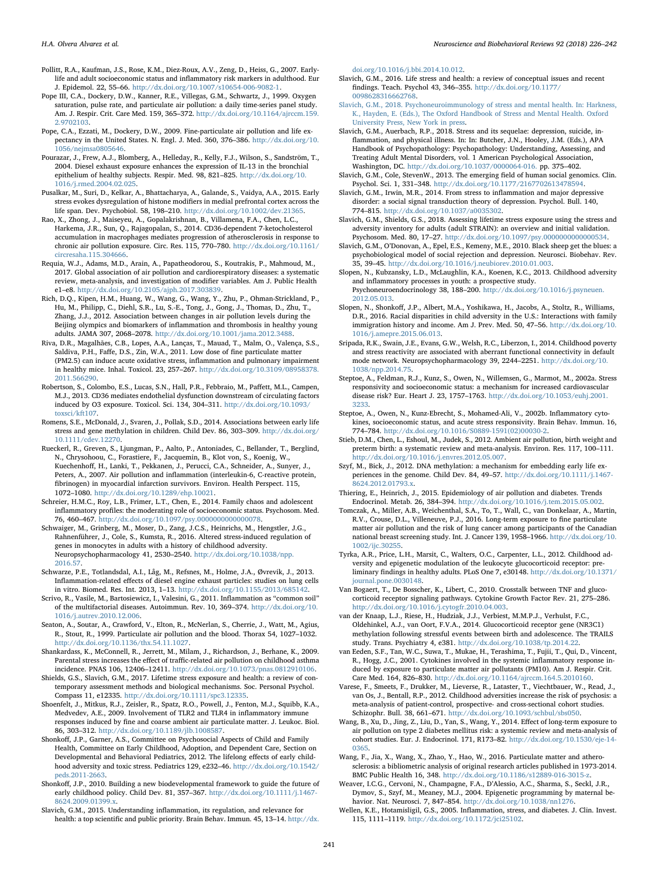Pollitt, R.A., Kaufman, J.S., Rose, K.M., Diez-Roux, A.V., Zeng, D., Heiss, G., 2007. Early-life and adult socioeconomic status and inflammatory risk markers in adulthood. Eur J. Epidemol. 22, 55–66. http://dx.doi.org/10.1007/s10654-006-9082-1.

Pope III, C.A., Dockery, D.W., Kanner, R.E., Villegas, G.M., Schwartz, J., 1999. Oxygen saturation, pulse rate, and particulate air pollution: a daily time-series panel study. Am. J. Respir. Crit. Care Med. 159, 365–372. http://dx.doi.org/10.1164/ajrccm.159.2.9702103.

Pope, C.A., Ezzati, M., Dockery, D.W., 2009. Fine-particulate air pollution and life expectancy in the United States. N. Engl. J. Med. 360, 376–386. http://dx.doi.org/10.1056/nejmsa0805646.

Pourazar, J., Frew, A.J., Blomberg, A., Helleday, R., Kelly, F.J., Wilson, S., Sandström, T., 2004. Diesel exhaust exposure enhances the expression of IL-13 in the bronchial epithelium of healthy subjects. Respir. Med. 98, 821–825. http://dx.doi.org/10.1016/j.rmed.2004.02.025.

Pusalkar, M., Suri, D., Kelkar, A., Bhattacharya, A., Galande, S., Vaidya, A.A., 2015. Early stress evokes dysregulation of histone modifiers in medial prefrontal cortex across the life span. Dev. Psychobiol. 58, 198–210. http://dx.doi.org/10.1002/dev.21365.

Rao, X., Zhong, J., Maiseyeu, A., Gopalakrishnan, B., Villamena, F.A., Chen, L.C., Harkema, J.R., Sun, Q., Rajagopalan, S., 2014. CD36-dependent 7-ketocholesterol accumulation in macrophages mediates progression of atherosclerosis in response to chronic air pollution exposure. Circ. Res. 115, 770–780. http://dx.doi.org/10.1161/circresaha.115.304666.

Requia, W.J., Adams, M.D., Arain, A., Papatheodorou, S., Koutrakis, P., Mahmoud, M., 2017. Global association of air pollution and cardiorespiratory diseases: a systematic review, meta-analysis, and investigation of modifier variables. Am J. Public Health e1–e8. http://dx.doi.org/10.2105/ajph.2017.303839.

Rich, D.Q., Kipen, H.M., Huang, W., Wang, G., Wang, Y., Zhu, P., Ohman-Strickland, P., Hu, M., Philipp, C., Diehl, S.R., Lu, S.-E., Tong, J., Gong, J., Thomas, D., Zhu, T., Zhang, J.J., 2012. Association between changes in air pollution levels during the Beijing olympics and biomarkers of inflammation and thrombosis in healthy young adults. JAMA 307, 2068–2078. http://dx.doi.org/10.1001/jama.2012.3488.

Riva, D.R., Magalhães, C.B., Lopes, A.A., Lanças, T., Mauad, T., Malm, O., Valença, S.S., Saldiva, P.H., Faffe, D.S., Zin, W.A., 2011. Low dose of fine particulate matter (PM2.5) can induce acute oxidative stress, inflammation and pulmonary impairment in healthy mice. Inhal. Toxicol. 23, 257–267. http://dx.doi.org/10.3109/08958378.2011.566290.

Robertson, S., Colombo, E.S., Lucas, S.N., Hall, P.R., Febbraio, M., Paffett, M.L., Campen, M.J., 2013. CD36 mediates endothelial dysfunction downstream of circulating factors induced by O3 exposure. Toxicol. Sci. 134, 304–311. http://dx.doi.org/10.1093/toxsci/kft107.

Romens, S.E., McDonald, J., Svaren, J., Pollak, S.D., 2014. Associations between early life stress and gene methylation in children. Child Dev. 86, 303–309. http://dx.doi.org/10.1111/cdev.12270.

Rueckerl, R., Greven, S., Ljungman, P., Aalto, P., Antoniades, C., Bellander, T., Berglind, N., Chrysohoou, C., Forastiere, F., Jacquemin, B., Klot von, S., Koenig, W., Kuechenhoff, H., Lanki, T., Pekkanen, J., Perucci, C.A., Schneider, A., Sunyer, J., Peters, A., 2007. Air pollution and inflammation (interleukin-6, C-reactive protein, fibrinogen) in myocardial infarction survivors. Environ. Health Perspect. 115, 1072–1080. http://dx.doi.org/10.1289/ehp.10021.

Schreier, H.M.C., Roy, L.B., Frimer, L.T., Chen, E., 2014. Family chaos and adolescent inflammatory profiles: the moderating role of socioeconomic status. Psychosom. Med. 76, 460–467. http://dx.doi.org/10.1097/psy.0000000000000078.

Schwaiger, M., Grinberg, M., Moser, D., Zang, J.C.S., Heinrichs, M., Hengstler, J.G., Rahnenführer, J., Cole, S., Kumsta, R., 2016. Altered stress-induced regulation of genes in monocytes in adults with a history of childhood adversity. Neuropsychopharmacology 41, 2530–2540. http://dx.doi.org/10.1038/npp.2016.57.

Schwarze, P.E., Totlandsdal, A.I., Låg, M., Refsnes, M., Holme, J.A., Øvrevik, J., 2013. Inflammation-related effects of diesel engine exhaust particles: studies on lung cells in vitro. Biomed. Res. Int. 2013, 1–13. http://dx.doi.org/10.1155/2013/685142.

Scrivo, R., Vasile, M., Bartosiewicz, I., Valesini, G., 2011. Inflammation as "common soil" of the multifactorial diseases. Autoimmun. Rev. 10, 369–374. http://dx.doi.org/10.1016/j.autrev.2010.12.006.

Seaton, A., Soutar, A., Crawford, V., Elton, R., McNerlan, S., Cherrie, J., Watt, M., Agius, R., Stout, R., 1999. Particulate air pollution and the blood. Thorax 54, 1027–1032. http://dx.doi.org/10.1136/thx.54.11.1027.

Shankardass, K., McConnell, R., Jerrett, M., Milam, J., Richardson, J., Berhane, K., 2009. Parental stress increases the effect of traffic-related air pollution on childhood asthma incidence. PNAS 106, 12406–12411. http://dx.doi.org/10.1073/pnas.0812910106.

Shields, G.S., Slavich, G.M., 2017. Lifetime stress exposure and health: a review of contemporary assessment methods and biological mechanisms. Soc. Personal Psychol. Compass 11, e12335. http://dx.doi.org/10.1111/spc3.12335.

Shoenfelt, J., Mitkus, R.J., Zeisler, R., Spatz, R.O., Powell, J., Fenton, M.J., Squibb, K.A., Medvedev, A.E., 2009. Involvement of TLR2 and TLR4 in inflammatory immune responses induced by fine and coarse ambient air particulate matter. J. Leukoc. Biol. 86, 303–312. http://dx.doi.org/10.1189/jlb.1008587.

Shonkoff, J.P., Garner, A.S., Committee on Psychosocial Aspects of Child and Family Health, Committee on Early Childhood, Adoption, and Dependent Care, Section on Developmental and Behavioral Pediatrics, 2012. The lifelong effects of early childhood adversity and toxic stress. Pediatrics 129, e232–46. http://dx.doi.org/10.1542/peds.2011-2663.

Shonkoff, J.P., 2010. Building a new biodevelopmental framework to guide the future of early childhood policy. Child Dev. 81, 357–367. http://dx.doi.org/10.1111/j.1467-8624.2009.01399.x.

Slavich, G.M., 2015. Understanding inflammation, its regulation, and relevance for health: a top scientific and public priority. Brain Behav. Immun. 45, 13–14. http://dx.doi.org/10.1016/j.bbi.2014.10.012.

Slavich, G.M., 2016. Life stress and health: a review of conceptual issues and recent findings. Teach. Psychol 43, 346–355. http://dx.doi.org/10.1177/0098628316662768.

Slavich, G.M., 2018. Psychoneuroimmunology of stress and mental health. In: Harkness, K., Hayden, E. (Eds.), The Oxford Handbook of Stress and Mental Health. Oxford University Press, New York in press.

Slavich, G.M., Auerbach, R.P., 2018. Stress and its sequelae: depression, suicide, inflammation, and physical illness. In: In: Butcher, J.N., Hooley, J.M. (Eds.), APA Handbook of Psychopathology: Psychopathology: Understanding, Assessing, and Treating Adult Mental Disorders, vol. 1 American Psychological Association, Washington, DC. http://dx.doi.org/10.1037/0000064-016. pp. 375–402.

Slavich, G.M., Cole, StevenW., 2013. The emerging field of human social genomics. Clin. Psychol. Sci. 1, 331–348. http://dx.doi.org/10.1177/2167702613478594.

Slavich, G.M., Irwin, M.R., 2014. From stress to inflammation and major depressive disorder: a social signal transduction theory of depression. Psychol. Bull. 140, 774–815. http://dx.doi.org/10.1037/a0035302.

Slavich, G.M., Shields, G.S., 2018. Assessing lifetime stress exposure using the stress and adversity inventory for adults (adult STRAIN): an overview and initial validation. Psychosom. Med. 80, 17–27. http://dx.doi.org/10.1097/psy.0000000000000534.

Slavich, G.M., O'Donovan, A., Epel, E.S., Kemeny, M.E., 2010. Black sheep get the blues: a psychobiological model of social rejection and depression. Neurosci. Biobehav. Rev. 35, 39–45. http://dx.doi.org/10.1016/j.neubiorev.2010.01.003.

Slopen, N., Kubzansky, L.D., McLaughlin, K.A., Koenen, K.C., 2013. Childhood adversity and inflammatory processes in youth: a prospective study. Psychoneuroendocrinology 38, 188–200. http://dx.doi.org/10.1016/j.psyneuen.2012.05.013.

Slopen, N., Shonkoff, J.P., Albert, M.A., Yoshikawa, H., Jacobs, A., Stoltz, R., Williams, D.R., 2016. Racial disparities in child adversity in the U.S.: Interactions with family immigration history and income. Am J. Prev. Med. 50, 47–56. http://dx.doi.org/10.1016/j.amepre.2015.06.013.

Sripada, R.K., Swain, J.E., Evans, G.W., Welsh, R.C., Liberzon, I., 2014. Childhood poverty and stress reactivity are associated with aberrant functional connectivity in default mode network. Neuropsychopharmacology 39, 2244–2251. http://dx.doi.org/10.1038/npp.2014.75.

Steptoe, A., Feldman, R.J., Kunz, S., Owen, N., Willemsen, G., Marmot, M., 2002a. Stress responsivity and socioeconomic status: a mechanism for increased cardiovascular disease risk? Eur. Heart J. 23, 1757–1763. http://dx.doi.org/10.1053/euhj.2001.3233.

Steptoe, A., Owen, N., Kunz-Ebrecht, S., Mohamed-Ali, V., 2002b. Inflammatory cytokines, socioeconomic status, and acute stress responsivity. Brain Behav. Immun. 16, 774–784. http://dx.doi.org/10.1016/S0889-1591(02)00030-2.

Stieb, D.M., Chen, L., Eshoul, M., Judek, S., 2012. Ambient air pollution, birth weight and preterm birth: a systematic review and meta-analysis. Environ. Res. 117, 100–111. http://dx.doi.org/10.1016/j.envres.2012.05.007.

Szyf, M., Bick, J., 2012. DNA methylation: a mechanism for embedding early life experiences in the genome. Child Dev. 84, 49–57. http://dx.doi.org/10.1111/j.1467-8624.2012.01793.x.

Thiering, E., Heinrich, J., 2015. Epidemiology of air pollution and diabetes. Trends Endocrinol. Metab. 26, 384–394. http://dx.doi.org/10.1016/j.tem.2015.05.002.

Tomczak, A., Miller, A.B., Weichenthal, S.A., To, T., Wall, C., van Donkelaar, A., Martin, R.V., Crouse, D.L., Villeneuve, P.J., 2016. Long-term exposure to fine particulate matter air pollution and the risk of lung cancer among participants of the Canadian national breast screening study. Int. J. Cancer 139, 1958–1966. http://dx.doi.org/10.1002/ijc.30255.

Tyrka, A.R., Price, L.H., Marsit, C., Walters, O.C., Carpenter, L.L., 2012. Childhood adversity and epigenetic modulation of the leukocyte glucocorticoid receptor: preliminary findings in healthy adults. PLoS One 7, e30148. http://dx.doi.org/10.1371/journal.pone.0030148.

Van Bogaert, T., De Bosscher, K., Libert, C., 2010. Crosstalk between TNF and glucocorticoid receptor signaling pathways. Cytokine Growth Factor Rev. 21, 275–286. http://dx.doi.org/10.1016/j.cytogfr.2010.04.003.

van der Knaap, L.J., Riese, H., Hudziak, J.J., Verbiest, M.M.P.J., Verhulst, F.C., Oldehinkel, A.J., van Oort, F.V.A., 2014. Glucocorticoid receptor gene (NR3C1) methylation following stressful events between birth and adolescence. The TRAILS study. Trans. Psychiatry 4, e381. http://dx.doi.org/10.1038/tp.2014.22.

van Eeden, S.F., Tan, W.C., Suwa, T., Mukae, H., Terashima, T., Fujii, T., Qui, D., Vincent, R., Hogg, J.C., 2001. Cytokines involved in the systemic inflammatory response induced by exposure to particulate matter air pollutants (PM10). Am J. Respir. Crit. Care Med. 164, 826–830. http://dx.doi.org/10.1164/ajrccm.164.5.2010160.

Varese, F., Smeets, F., Drukker, M., Lieverse, R., Lataster, T., Viechtbauer, W., Read, J., van Os, J., Bentall, R.P., 2012. Childhood adversities increase the risk of psychosis: a meta-analysis of patient-control, prospective- and cross-sectional cohort studies. Schizophr. Bull. 38, 661–671. http://dx.doi.org/10.1093/schbul/sbs050.

Wang, B., Xu, D., Jing, Z., Liu, D., Yan, S., Wang, Y., 2014. Effect of long-term exposure to air pollution on type 2 diabetes mellitus risk: a systemic review and meta-analysis of cohort studies. Eur. J. Endocrinol. 171, R173–82. http://dx.doi.org/10.1530/eje-14-0365.

Wang, F., Jia, X., Wang, X., Zhao, Y., Hao, W., 2016. Particulate matter and atherosclerosis: a bibliometric analysis of original research articles published in 1973-2014. BMC Public Health 16, 348. http://dx.doi.org/10.1186/s12889-016-3015-z.

Weaver, I.C.G., Cervoni, N., Champagne, F.A., D'Alessio, A.C., Sharma, S., Seckl, J.R., Dymov, S., Szyf, M., Meaney, M.J., 2004. Epigenetic programming by maternal behavior. Nat. Neurosci. 7, 847–854. http://dx.doi.org/10.1038/nn1276.

Wellen, K.E., Hotamisligil, G.S., 2005. Inflammation, stress, and diabetes. J. Clin. Invest. 115, 1111–1119. http://dx.doi.org/10.1172/jci25102.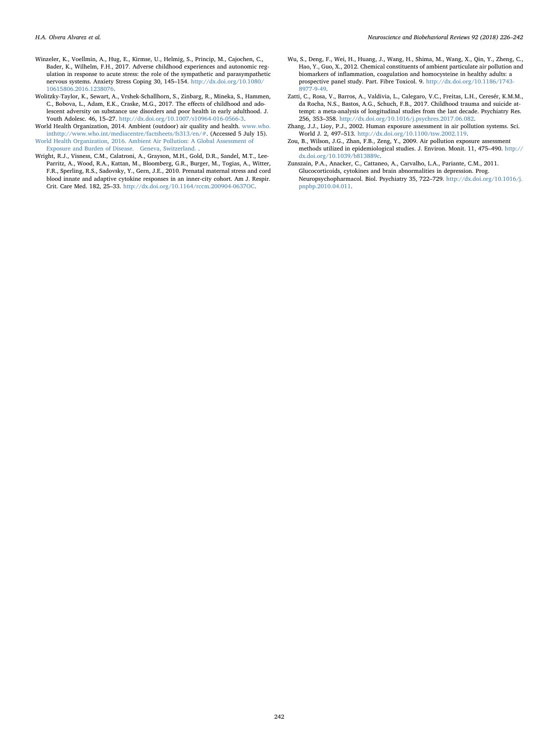Winzeler, K., Voellmin, A., Hug, E., Kirmse, U., Helmig, S., Princip, M., Cajochen, C., Bader, K., Wilhelm, F.H., 2017. Adverse childhood experiences and autonomic regulation in response to acute stress: the role of the sympathetic and parasympathetic nervous systems. Anxiety Stress Coping 30, 145–154. http://dx.doi.org/10.1080/10615806.2016.1238076.

Wolitzky-Taylor, K., Sewart, A., Vrshek-Schallhorn, S., Zinbarg, R., Mineka, S., Hammen, C., Bobova, L., Adam, E.K., Craske, M.G., 2017. The effects of childhood and adolescent adversity on substance use disorders and poor health in early adulthood. J. Youth Adolesc. 46, 15–27. http://dx.doi.org/10.1007/s10964-016-0566-3.

World Health Organization, 2014. Ambient (outdoor) air quality and health. www.who.inthttp://www.who.int/mediacentre/factsheets/fs313/en/#. (Accessed 5 July 15).

World Health Organization, 2016. Ambient Air Pollution: A Global Assessment of Exposure and Burden of Disease. Geneva, Switzerland. .

Wright, R.J., Visness, C.M., Calatroni, A., Grayson, M.H., Gold, D.R., Sandel, M.T., Lee-Parritz, A., Wood, R.A., Kattan, M., Bloomberg, G.R., Burger, M., Togias, A., Witter, F.R., Sperling, R.S., Sadovsky, Y., Gern, J.E., 2010. Prenatal maternal stress and cord blood innate and adaptive cytokine responses in an inner-city cohort. Am J. Respir. Crit. Care Med. 182, 25–33. http://dx.doi.org/10.1164/rccm.200904-0637OC.

Wu, S., Deng, F., Wei, H., Huang, J., Wang, H., Shima, M., Wang, X., Qin, Y., Zheng, C., Hao, Y., Guo, X., 2012. Chemical constituents of ambient particulate air pollution and biomarkers of inflammation, coagulation and homocysteine in healthy adults: a prospective panel study. Part. Fibre Toxicol. 9. http://dx.doi.org/10.1186/1743-8977-9-49.

Zatti, C., Rosa, V., Barros, A., Valdivia, L., Calegaro, V.C., Freitas, L.H., Ceresér, K.M.M., da Rocha, N.S., Bastos, A.G., Schuch, F.B., 2017. Childhood trauma and suicide attempt: a meta-analysis of longitudinal studies from the last decade. Psychiatry Res. 256, 353–358. http://dx.doi.org/10.1016/j.psychres.2017.06.082.

Zhang, J.J., Lioy, P.J., 2002. Human exposure assessment in air pollution systems. Sci. World J. 2, 497–513. http://dx.doi.org/10.1100/tsw.2002.119.

Zou, B., Wilson, J.G., Zhan, F.B., Zeng, Y., 2009. Air pollution exposure assessment methods utilized in epidemiological studies. J. Environ. Monit. 11, 475–490. http://dx.doi.org/10.1039/b813889c.

Zunszain, P.A., Anacker, C., Cattaneo, A., Carvalho, L.A., Pariante, C.M., 2011. Glucocorticoids, cytokines and brain abnormalities in depression. Prog. Neuropsychopharmacol. Biol. Psychiatry 35, 722–729. http://dx.doi.org/10.1016/j.pnpbp.2010.04.011.